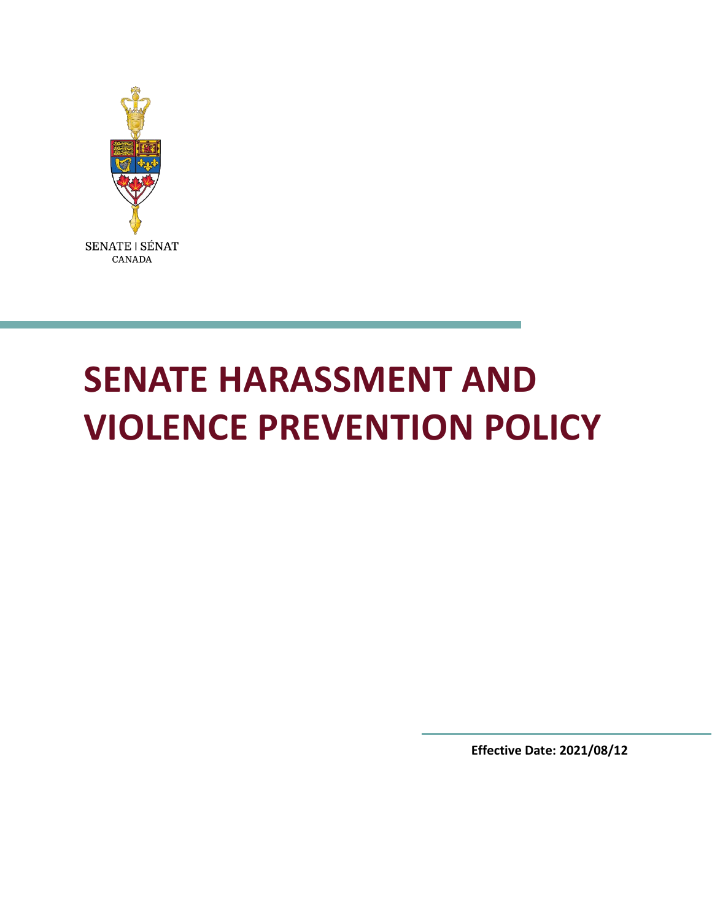SENATE | SÉNAT
CANADA

# SENATE HARASSMENT AND VIOLENCE PREVENTION POLICY

**Effective Date: 2021/08/12**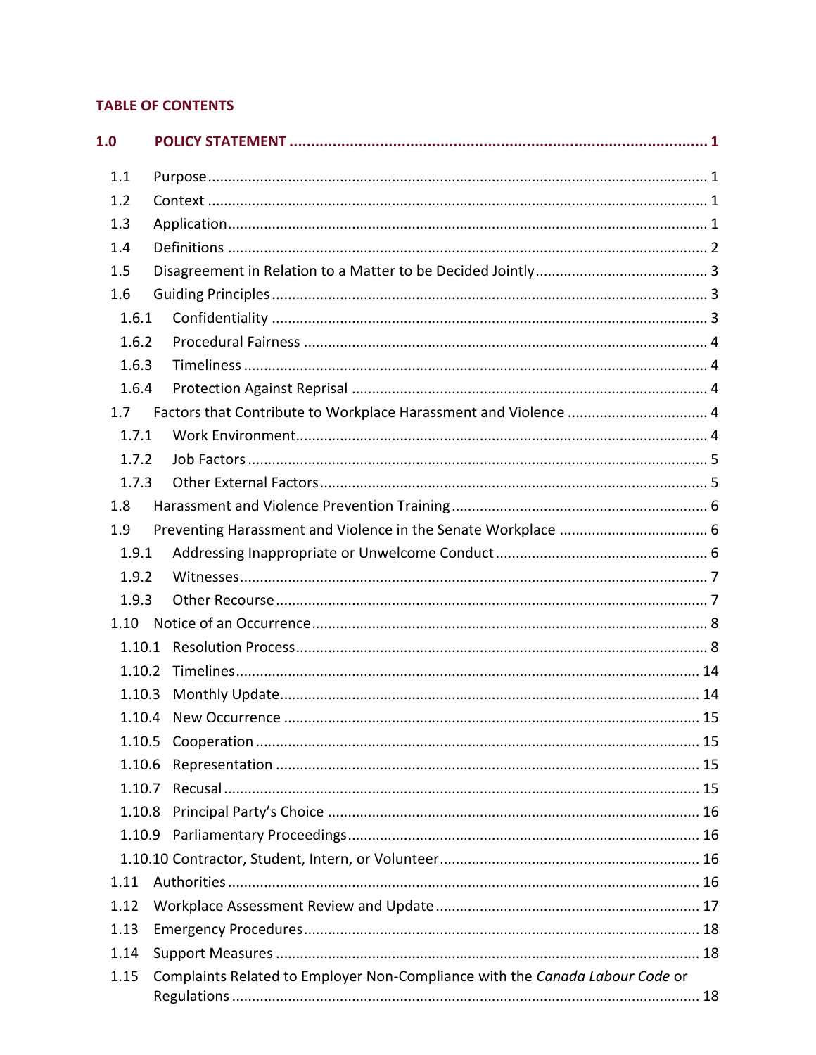## TABLE OF CONTENTS

**1.0 POLICY STATEMENT ........................................................................................ 1**

- 1.1 Purpose ........................................................................................................ 1
- 1.2 Context ........................................................................................................ 1
- 1.3 Application ................................................................................................... 1
- 1.4 Definitions ................................................................................................... 2
- 1.5 Disagreement in Relation to a Matter to be Decided Jointly ........................................ 3
- 1.6 Guiding Principles ........................................................................................ 3
  - 1.6.1 Confidentiality ........................................................................................ 3
  - 1.6.2 Procedural Fairness ................................................................................ 4
  - 1.6.3 Timeliness .............................................................................................. 4
  - 1.6.4 Protection Against Reprisal ..................................................................... 4
- 1.7 Factors that Contribute to Workplace Harassment and Violence ................................ 4
  - 1.7.1 Work Environment .................................................................................. 4
  - 1.7.2 Job Factors ............................................................................................. 5
  - 1.7.3 Other External Factors ............................................................................ 5
- 1.8 Harassment and Violence Prevention Training ........................................................... 6
- 1.9 Preventing Harassment and Violence in the Senate Workplace .................................. 6
  - 1.9.1 Addressing Inappropriate or Unwelcome Conduct ........................................ 6
  - 1.9.2 Witnesses ................................................................................................ 7
  - 1.9.3 Other Recourse ........................................................................................ 7
- 1.10 Notice of an Occurrence ............................................................................................ 8
  - 1.10.1 Resolution Process ................................................................................. 8
  - 1.10.2 Timelines ............................................................................................... 14
  - 1.10.3 Monthly Update ..................................................................................... 14
  - 1.10.4 New Occurrence .................................................................................... 15
  - 1.10.5 Cooperation ........................................................................................... 15
  - 1.10.6 Representation ...................................................................................... 15
  - 1.10.7 Recusal .................................................................................................. 15
  - 1.10.8 Principal Party's Choice ........................................................................ 16
  - 1.10.9 Parliamentary Proceedings .................................................................... 16
  - 1.10.10 Contractor, Student, Intern, or Volunteer ............................................... 16
- 1.11 Authorities ................................................................................................................ 16
- 1.12 Workplace Assessment Review and Update ............................................................... 17
- 1.13 Emergency Procedures ............................................................................................. 18
- 1.14 Support Measures .................................................................................................... 18
- 1.15 Complaints Related to Employer Non-Compliance with the *Canada Labour Code* or Regulations ........................................................................................................... 18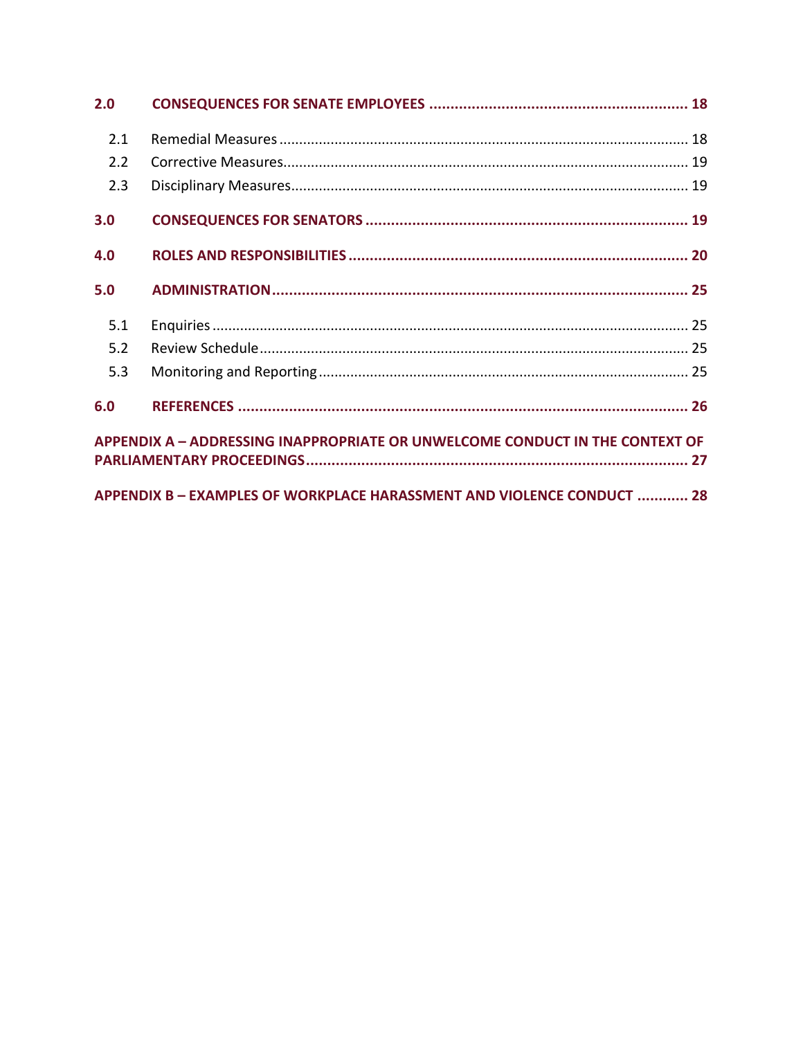**2.0 CONSEQUENCES FOR SENATE EMPLOYEES** ..... 18

- 2.1 Remedial Measures ..... 18
- 2.2 Corrective Measures ..... 19
- 2.3 Disciplinary Measures ..... 19

**3.0 CONSEQUENCES FOR SENATORS** ..... 19

**4.0 ROLES AND RESPONSIBILITIES** ..... 20

**5.0 ADMINISTRATION** ..... 25

- 5.1 Enquiries ..... 25
- 5.2 Review Schedule ..... 25
- 5.3 Monitoring and Reporting ..... 25

**6.0 REFERENCES** ..... 26

**APPENDIX A – ADDRESSING INAPPROPRIATE OR UNWELCOME CONDUCT IN THE CONTEXT OF PARLIAMENTARY PROCEEDINGS** ..... 27

**APPENDIX B – EXAMPLES OF WORKPLACE HARASSMENT AND VIOLENCE CONDUCT** ..... 28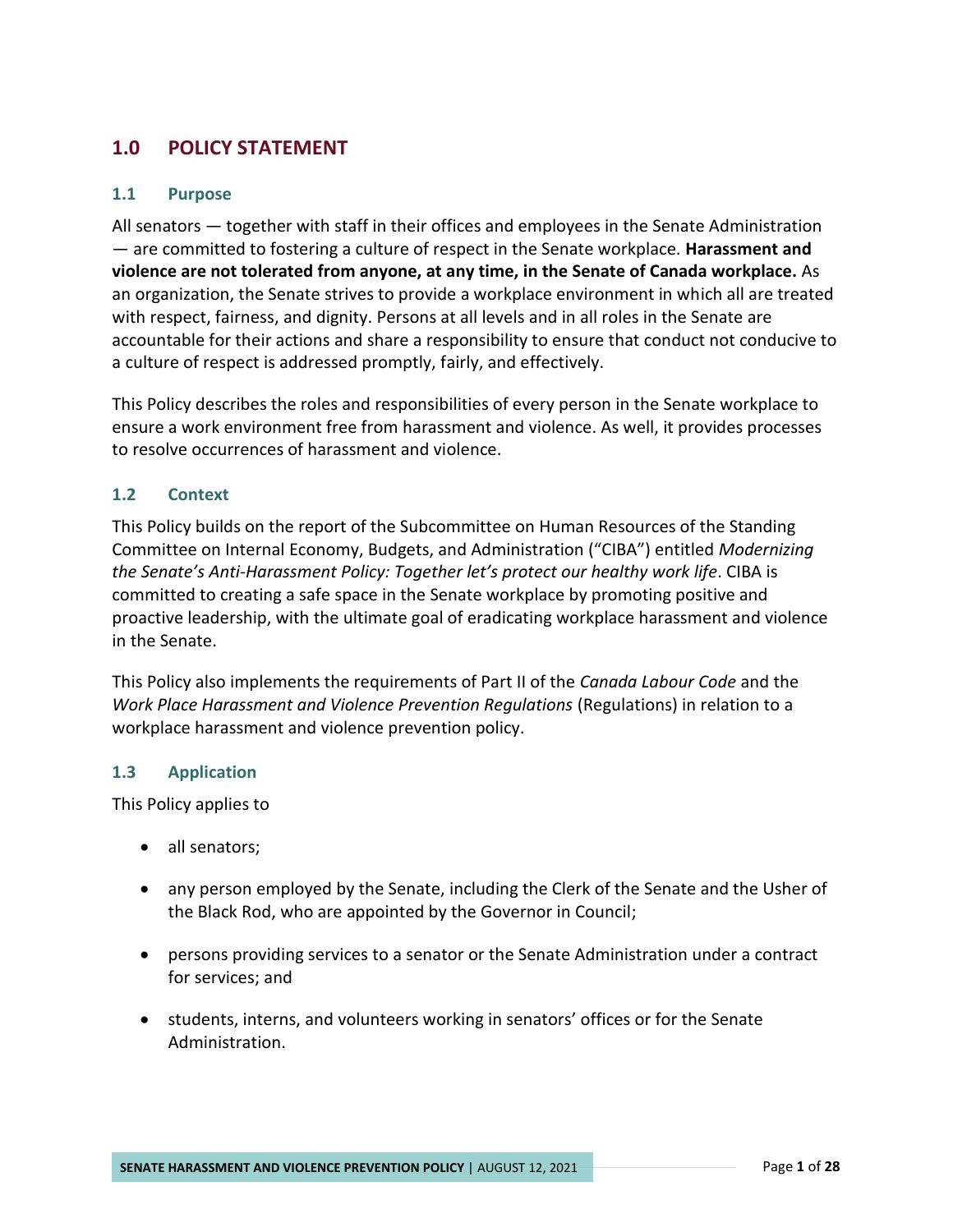## 1.0 POLICY STATEMENT

### 1.1 Purpose

All senators — together with staff in their offices and employees in the Senate Administration — are committed to fostering a culture of respect in the Senate workplace. **Harassment and violence are not tolerated from anyone, at any time, in the Senate of Canada workplace.** As an organization, the Senate strives to provide a workplace environment in which all are treated with respect, fairness, and dignity. Persons at all levels and in all roles in the Senate are accountable for their actions and share a responsibility to ensure that conduct not conducive to a culture of respect is addressed promptly, fairly, and effectively.

This Policy describes the roles and responsibilities of every person in the Senate workplace to ensure a work environment free from harassment and violence. As well, it provides processes to resolve occurrences of harassment and violence.

### 1.2 Context

This Policy builds on the report of the Subcommittee on Human Resources of the Standing Committee on Internal Economy, Budgets, and Administration ("CIBA") entitled *Modernizing the Senate's Anti-Harassment Policy: Together let's protect our healthy work life*. CIBA is committed to creating a safe space in the Senate workplace by promoting positive and proactive leadership, with the ultimate goal of eradicating workplace harassment and violence in the Senate.

This Policy also implements the requirements of Part II of the *Canada Labour Code* and the *Work Place Harassment and Violence Prevention Regulations* (Regulations) in relation to a workplace harassment and violence prevention policy.

### 1.3 Application

This Policy applies to

- all senators;
- any person employed by the Senate, including the Clerk of the Senate and the Usher of the Black Rod, who are appointed by the Governor in Council;
- persons providing services to a senator or the Senate Administration under a contract for services; and
- students, interns, and volunteers working in senators' offices or for the Senate Administration.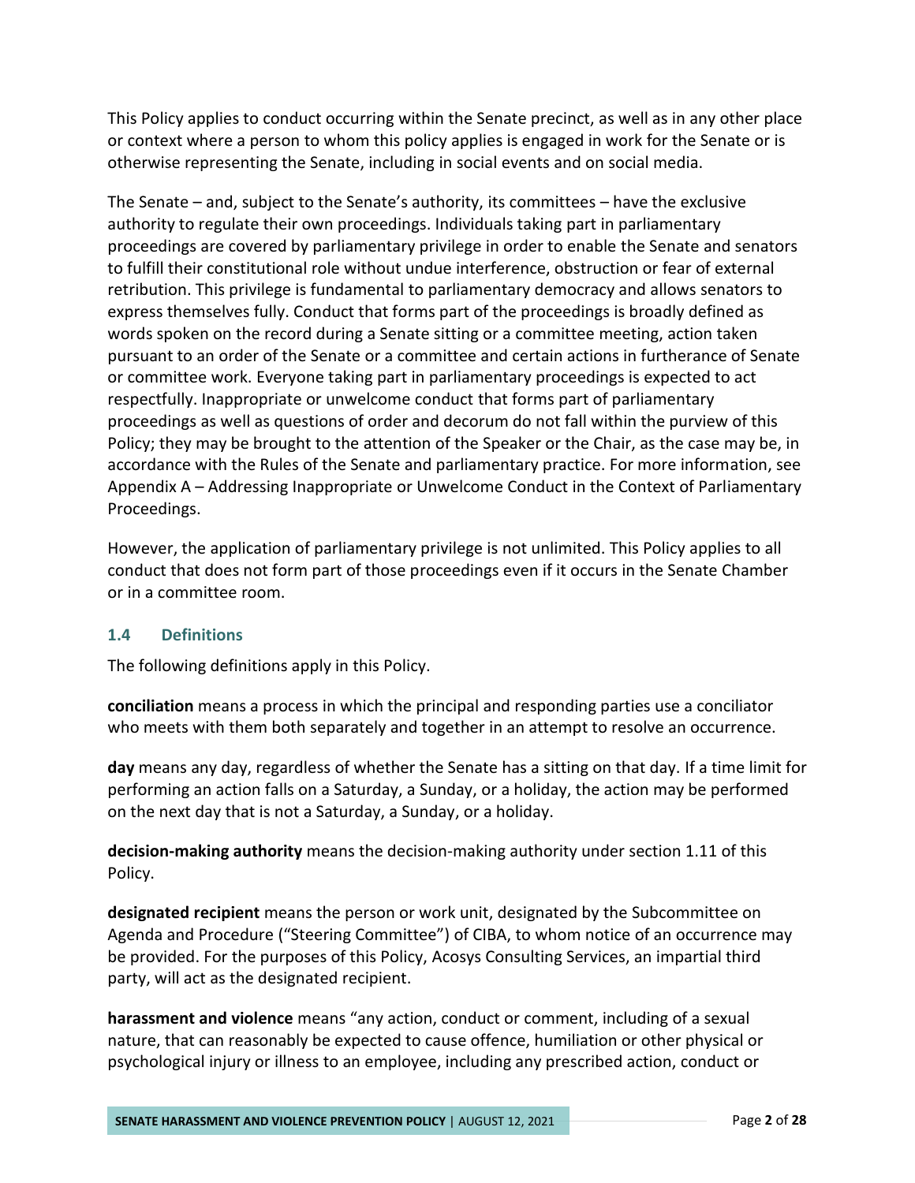This Policy applies to conduct occurring within the Senate precinct, as well as in any other place or context where a person to whom this policy applies is engaged in work for the Senate or is otherwise representing the Senate, including in social events and on social media.

The Senate – and, subject to the Senate's authority, its committees – have the exclusive authority to regulate their own proceedings. Individuals taking part in parliamentary proceedings are covered by parliamentary privilege in order to enable the Senate and senators to fulfill their constitutional role without undue interference, obstruction or fear of external retribution. This privilege is fundamental to parliamentary democracy and allows senators to express themselves fully. Conduct that forms part of the proceedings is broadly defined as words spoken on the record during a Senate sitting or a committee meeting, action taken pursuant to an order of the Senate or a committee and certain actions in furtherance of Senate or committee work. Everyone taking part in parliamentary proceedings is expected to act respectfully. Inappropriate or unwelcome conduct that forms part of parliamentary proceedings as well as questions of order and decorum do not fall within the purview of this Policy; they may be brought to the attention of the Speaker or the Chair, as the case may be, in accordance with the Rules of the Senate and parliamentary practice. For more information, see Appendix A – Addressing Inappropriate or Unwelcome Conduct in the Context of Parliamentary Proceedings.

However, the application of parliamentary privilege is not unlimited. This Policy applies to all conduct that does not form part of those proceedings even if it occurs in the Senate Chamber or in a committee room.

### 1.4 Definitions

The following definitions apply in this Policy.

**conciliation** means a process in which the principal and responding parties use a conciliator who meets with them both separately and together in an attempt to resolve an occurrence.

**day** means any day, regardless of whether the Senate has a sitting on that day. If a time limit for performing an action falls on a Saturday, a Sunday, or a holiday, the action may be performed on the next day that is not a Saturday, a Sunday, or a holiday.

**decision-making authority** means the decision-making authority under section 1.11 of this Policy.

**designated recipient** means the person or work unit, designated by the Subcommittee on Agenda and Procedure ("Steering Committee") of CIBA, to whom notice of an occurrence may be provided. For the purposes of this Policy, Acosys Consulting Services, an impartial third party, will act as the designated recipient.

**harassment and violence** means "any action, conduct or comment, including of a sexual nature, that can reasonably be expected to cause offence, humiliation or other physical or psychological injury or illness to an employee, including any prescribed action, conduct or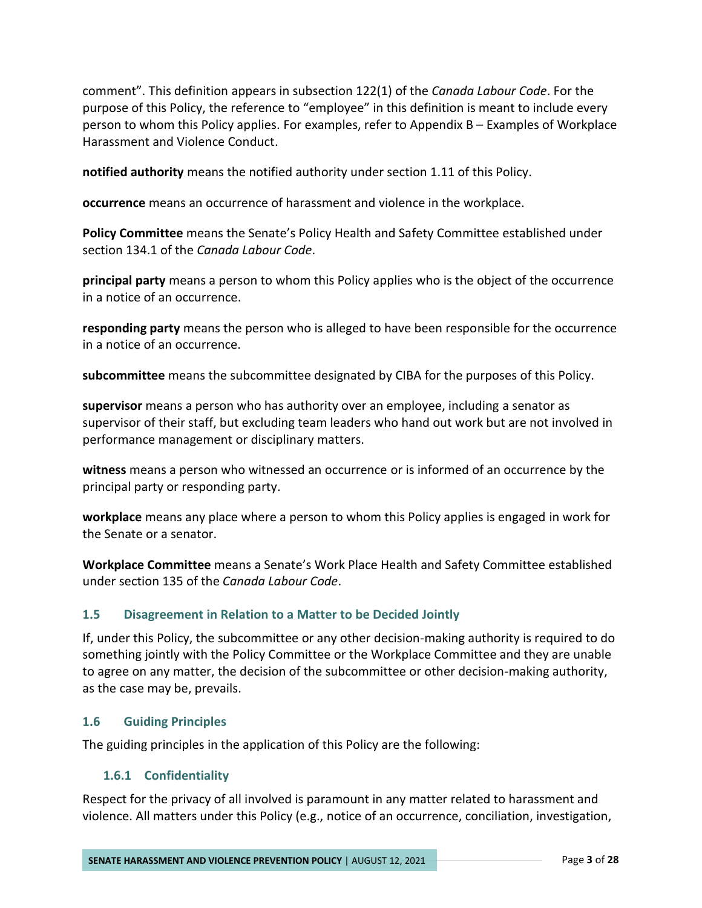comment”. This definition appears in subsection 122(1) of the *Canada Labour Code*. For the purpose of this Policy, the reference to “employee” in this definition is meant to include every person to whom this Policy applies. For examples, refer to Appendix B – Examples of Workplace Harassment and Violence Conduct.

**notified authority** means the notified authority under section 1.11 of this Policy.

**occurrence** means an occurrence of harassment and violence in the workplace.

**Policy Committee** means the Senate’s Policy Health and Safety Committee established under section 134.1 of the *Canada Labour Code*.

**principal party** means a person to whom this Policy applies who is the object of the occurrence in a notice of an occurrence.

**responding party** means the person who is alleged to have been responsible for the occurrence in a notice of an occurrence.

**subcommittee** means the subcommittee designated by CIBA for the purposes of this Policy.

**supervisor** means a person who has authority over an employee, including a senator as supervisor of their staff, but excluding team leaders who hand out work but are not involved in performance management or disciplinary matters.

**witness** means a person who witnessed an occurrence or is informed of an occurrence by the principal party or responding party.

**workplace** means any place where a person to whom this Policy applies is engaged in work for the Senate or a senator.

**Workplace Committee** means a Senate’s Work Place Health and Safety Committee established under section 135 of the *Canada Labour Code*.

### 1.5 Disagreement in Relation to a Matter to be Decided Jointly

If, under this Policy, the subcommittee or any other decision-making authority is required to do something jointly with the Policy Committee or the Workplace Committee and they are unable to agree on any matter, the decision of the subcommittee or other decision-making authority, as the case may be, prevails.

### 1.6 Guiding Principles

The guiding principles in the application of this Policy are the following:

#### 1.6.1 Confidentiality

Respect for the privacy of all involved is paramount in any matter related to harassment and violence. All matters under this Policy (e.g., notice of an occurrence, conciliation, investigation,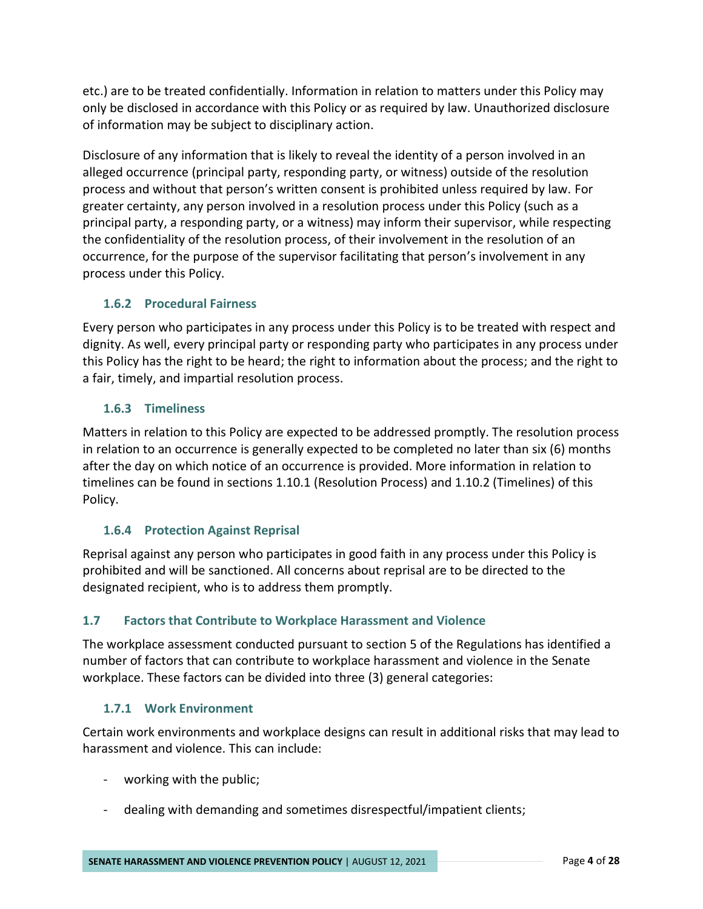etc.) are to be treated confidentially. Information in relation to matters under this Policy may only be disclosed in accordance with this Policy or as required by law. Unauthorized disclosure of information may be subject to disciplinary action.

Disclosure of any information that is likely to reveal the identity of a person involved in an alleged occurrence (principal party, responding party, or witness) outside of the resolution process and without that person's written consent is prohibited unless required by law. For greater certainty, any person involved in a resolution process under this Policy (such as a principal party, a responding party, or a witness) may inform their supervisor, while respecting the confidentiality of the resolution process, of their involvement in the resolution of an occurrence, for the purpose of the supervisor facilitating that person's involvement in any process under this Policy.

### 1.6.2 Procedural Fairness

Every person who participates in any process under this Policy is to be treated with respect and dignity. As well, every principal party or responding party who participates in any process under this Policy has the right to be heard; the right to information about the process; and the right to a fair, timely, and impartial resolution process.

### 1.6.3 Timeliness

Matters in relation to this Policy are expected to be addressed promptly. The resolution process in relation to an occurrence is generally expected to be completed no later than six (6) months after the day on which notice of an occurrence is provided. More information in relation to timelines can be found in sections 1.10.1 (Resolution Process) and 1.10.2 (Timelines) of this Policy.

### 1.6.4 Protection Against Reprisal

Reprisal against any person who participates in good faith in any process under this Policy is prohibited and will be sanctioned. All concerns about reprisal are to be directed to the designated recipient, who is to address them promptly.

## 1.7 Factors that Contribute to Workplace Harassment and Violence

The workplace assessment conducted pursuant to section 5 of the Regulations has identified a number of factors that can contribute to workplace harassment and violence in the Senate workplace. These factors can be divided into three (3) general categories:

### 1.7.1 Work Environment

Certain work environments and workplace designs can result in additional risks that may lead to harassment and violence. This can include:

- working with the public;
- dealing with demanding and sometimes disrespectful/impatient clients;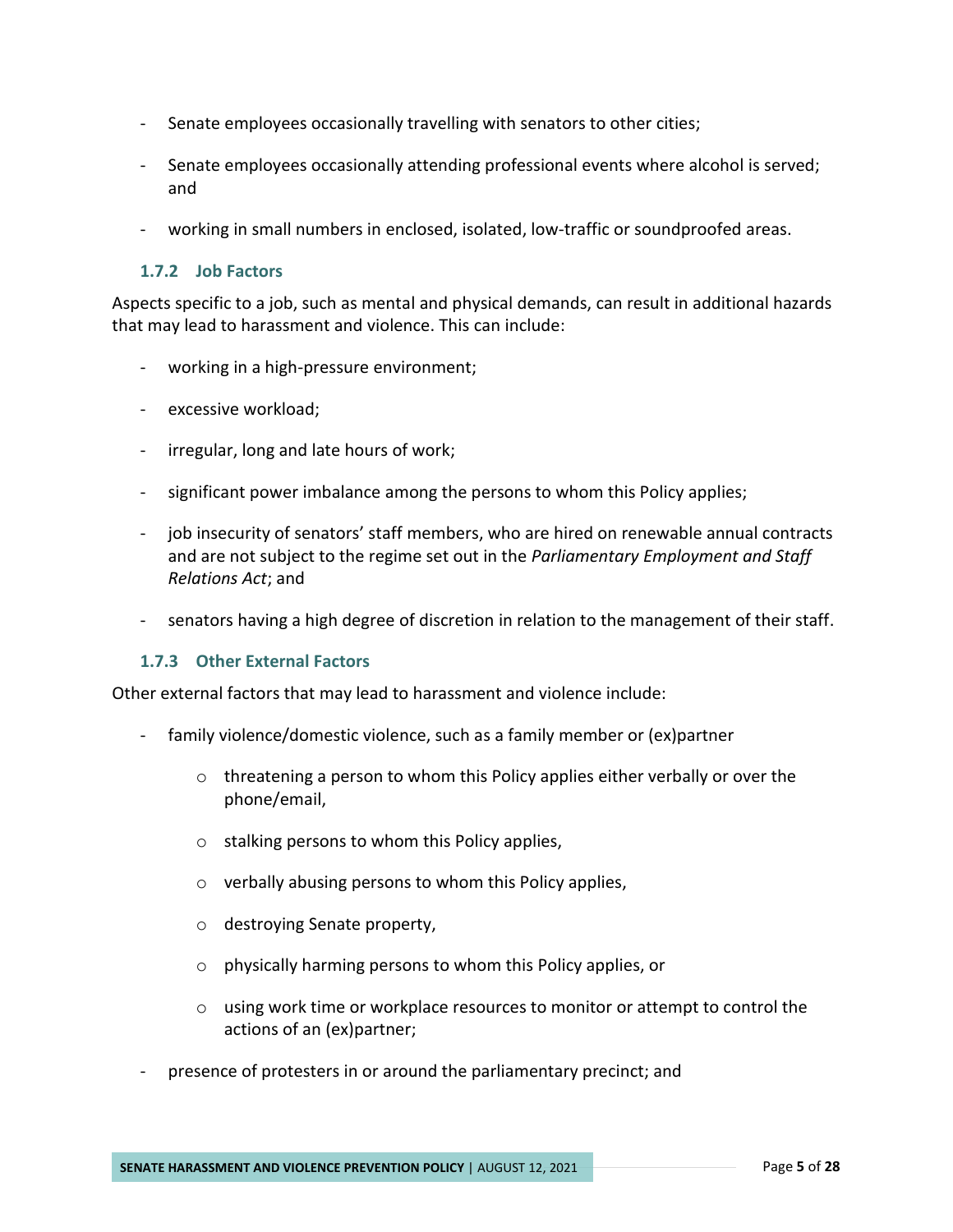- Senate employees occasionally travelling with senators to other cities;
- Senate employees occasionally attending professional events where alcohol is served; and
- working in small numbers in enclosed, isolated, low-traffic or soundproofed areas.

### 1.7.2 Job Factors

Aspects specific to a job, such as mental and physical demands, can result in additional hazards that may lead to harassment and violence. This can include:

- working in a high-pressure environment;
- excessive workload;
- irregular, long and late hours of work;
- significant power imbalance among the persons to whom this Policy applies;
- job insecurity of senators' staff members, who are hired on renewable annual contracts and are not subject to the regime set out in the *Parliamentary Employment and Staff Relations Act*; and
- senators having a high degree of discretion in relation to the management of their staff.

### 1.7.3 Other External Factors

Other external factors that may lead to harassment and violence include:

- family violence/domestic violence, such as a family member or (ex)partner
    - threatening a person to whom this Policy applies either verbally or over the phone/email,
    - stalking persons to whom this Policy applies,
    - verbally abusing persons to whom this Policy applies,
    - destroying Senate property,
    - physically harming persons to whom this Policy applies, or
    - using work time or workplace resources to monitor or attempt to control the actions of an (ex)partner;
- presence of protesters in or around the parliamentary precinct; and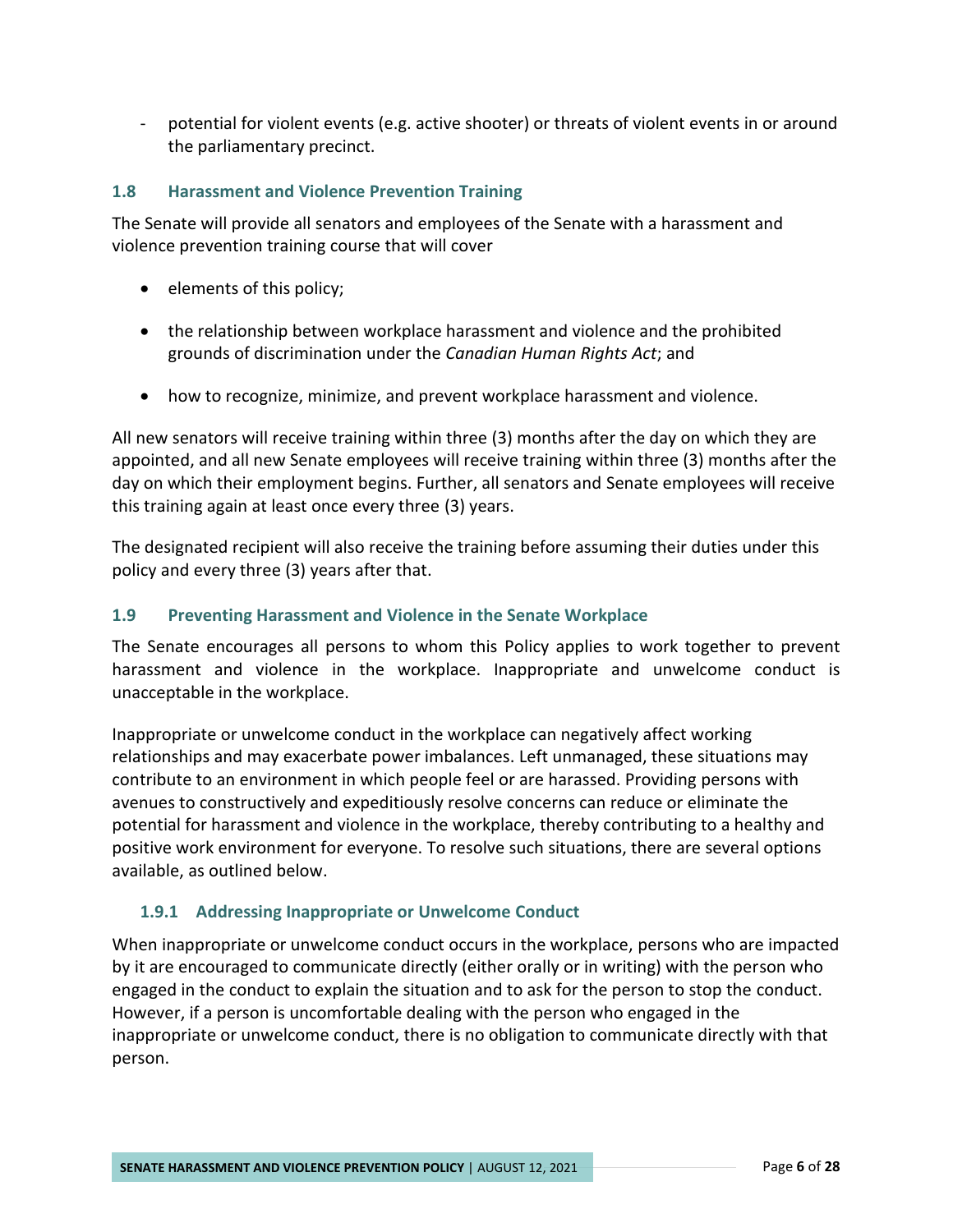- potential for violent events (e.g. active shooter) or threats of violent events in or around the parliamentary precinct.

### 1.8 Harassment and Violence Prevention Training

The Senate will provide all senators and employees of the Senate with a harassment and violence prevention training course that will cover

- elements of this policy;
- the relationship between workplace harassment and violence and the prohibited grounds of discrimination under the *Canadian Human Rights Act*; and
- how to recognize, minimize, and prevent workplace harassment and violence.

All new senators will receive training within three (3) months after the day on which they are appointed, and all new Senate employees will receive training within three (3) months after the day on which their employment begins. Further, all senators and Senate employees will receive this training again at least once every three (3) years.

The designated recipient will also receive the training before assuming their duties under this policy and every three (3) years after that.

### 1.9 Preventing Harassment and Violence in the Senate Workplace

The Senate encourages all persons to whom this Policy applies to work together to prevent harassment and violence in the workplace. Inappropriate and unwelcome conduct is unacceptable in the workplace.

Inappropriate or unwelcome conduct in the workplace can negatively affect working relationships and may exacerbate power imbalances. Left unmanaged, these situations may contribute to an environment in which people feel or are harassed. Providing persons with avenues to constructively and expeditiously resolve concerns can reduce or eliminate the potential for harassment and violence in the workplace, thereby contributing to a healthy and positive work environment for everyone. To resolve such situations, there are several options available, as outlined below.

#### 1.9.1 Addressing Inappropriate or Unwelcome Conduct

When inappropriate or unwelcome conduct occurs in the workplace, persons who are impacted by it are encouraged to communicate directly (either orally or in writing) with the person who engaged in the conduct to explain the situation and to ask for the person to stop the conduct. However, if a person is uncomfortable dealing with the person who engaged in the inappropriate or unwelcome conduct, there is no obligation to communicate directly with that person.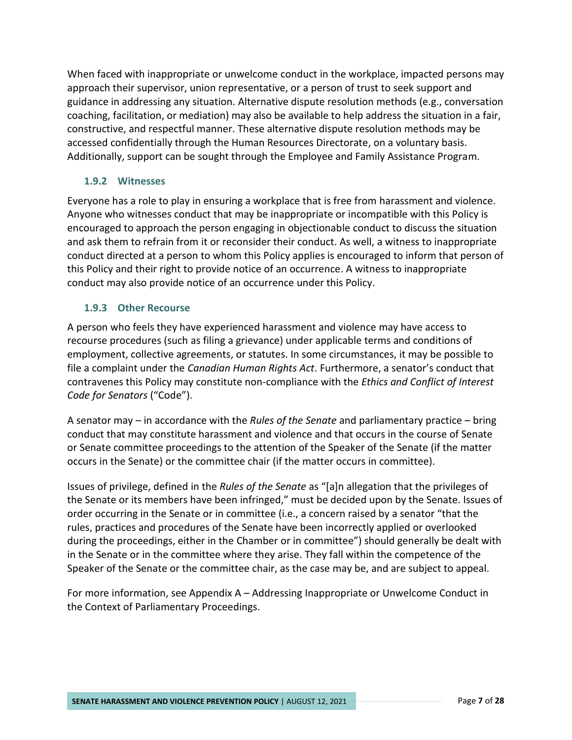When faced with inappropriate or unwelcome conduct in the workplace, impacted persons may approach their supervisor, union representative, or a person of trust to seek support and guidance in addressing any situation. Alternative dispute resolution methods (e.g., conversation coaching, facilitation, or mediation) may also be available to help address the situation in a fair, constructive, and respectful manner. These alternative dispute resolution methods may be accessed confidentially through the Human Resources Directorate, on a voluntary basis. Additionally, support can be sought through the Employee and Family Assistance Program.

### 1.9.2 Witnesses

Everyone has a role to play in ensuring a workplace that is free from harassment and violence. Anyone who witnesses conduct that may be inappropriate or incompatible with this Policy is encouraged to approach the person engaging in objectionable conduct to discuss the situation and ask them to refrain from it or reconsider their conduct. As well, a witness to inappropriate conduct directed at a person to whom this Policy applies is encouraged to inform that person of this Policy and their right to provide notice of an occurrence. A witness to inappropriate conduct may also provide notice of an occurrence under this Policy.

### 1.9.3 Other Recourse

A person who feels they have experienced harassment and violence may have access to recourse procedures (such as filing a grievance) under applicable terms and conditions of employment, collective agreements, or statutes. In some circumstances, it may be possible to file a complaint under the *Canadian Human Rights Act*. Furthermore, a senator's conduct that contravenes this Policy may constitute non-compliance with the *Ethics and Conflict of Interest Code for Senators* ("Code").

A senator may – in accordance with the *Rules of the Senate* and parliamentary practice – bring conduct that may constitute harassment and violence and that occurs in the course of Senate or Senate committee proceedings to the attention of the Speaker of the Senate (if the matter occurs in the Senate) or the committee chair (if the matter occurs in committee).

Issues of privilege, defined in the *Rules of the Senate* as "[a]n allegation that the privileges of the Senate or its members have been infringed," must be decided upon by the Senate. Issues of order occurring in the Senate or in committee (i.e., a concern raised by a senator "that the rules, practices and procedures of the Senate have been incorrectly applied or overlooked during the proceedings, either in the Chamber or in committee") should generally be dealt with in the Senate or in the committee where they arise. They fall within the competence of the Speaker of the Senate or the committee chair, as the case may be, and are subject to appeal.

For more information, see Appendix A – Addressing Inappropriate or Unwelcome Conduct in the Context of Parliamentary Proceedings.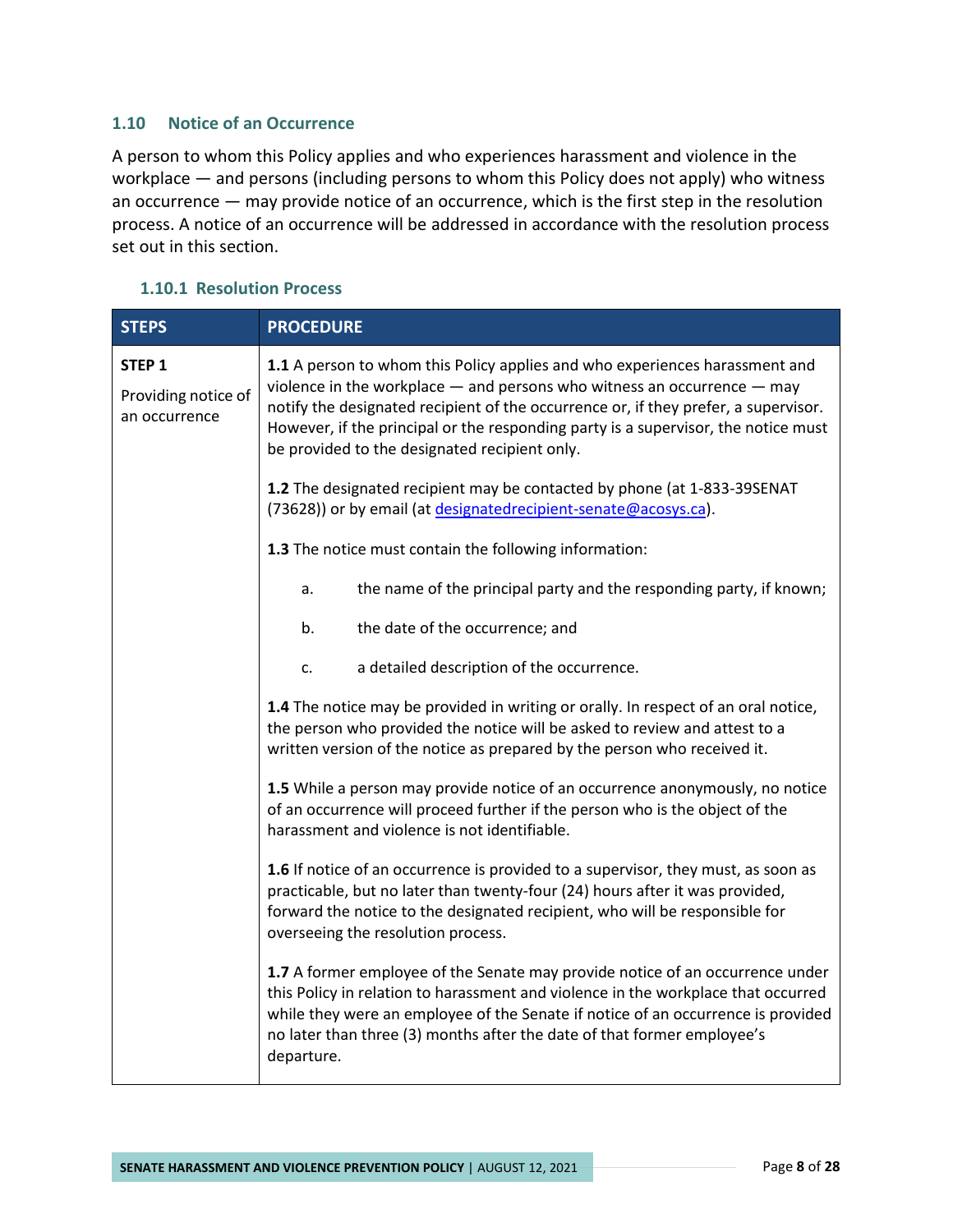### 1.10 Notice of an Occurrence

A person to whom this Policy applies and who experiences harassment and violence in the workplace — and persons (including persons to whom this Policy does not apply) who witness an occurrence — may provide notice of an occurrence, which is the first step in the resolution process. A notice of an occurrence will be addressed in accordance with the resolution process set out in this section.

#### 1.10.1 Resolution Process

| STEPS | PROCEDURE |
|---|---|
| **STEP 1**<br><br>Providing notice of an occurrence | **1.1** A person to whom this Policy applies and who experiences harassment and violence in the workplace — and persons who witness an occurrence — may notify the designated recipient of the occurrence or, if they prefer, a supervisor. However, if the principal or the responding party is a supervisor, the notice must be provided to the designated recipient only.<br><br>**1.2** The designated recipient may be contacted by phone (at 1-833-39SENAT (73628)) or by email (at designatedrecipient-senate@acosys.ca).<br><br>**1.3** The notice must contain the following information:<br><br>a. the name of the principal party and the responding party, if known;<br><br>b. the date of the occurrence; and<br><br>c. a detailed description of the occurrence.<br><br>**1.4** The notice may be provided in writing or orally. In respect of an oral notice, the person who provided the notice will be asked to review and attest to a written version of the notice as prepared by the person who received it.<br><br>**1.5** While a person may provide notice of an occurrence anonymously, no notice of an occurrence will proceed further if the person who is the object of the harassment and violence is not identifiable.<br><br>**1.6** If notice of an occurrence is provided to a supervisor, they must, as soon as practicable, but no later than twenty-four (24) hours after it was provided, forward the notice to the designated recipient, who will be responsible for overseeing the resolution process.<br><br>**1.7** A former employee of the Senate may provide notice of an occurrence under this Policy in relation to harassment and violence in the workplace that occurred while they were an employee of the Senate if notice of an occurrence is provided no later than three (3) months after the date of that former employee's departure. |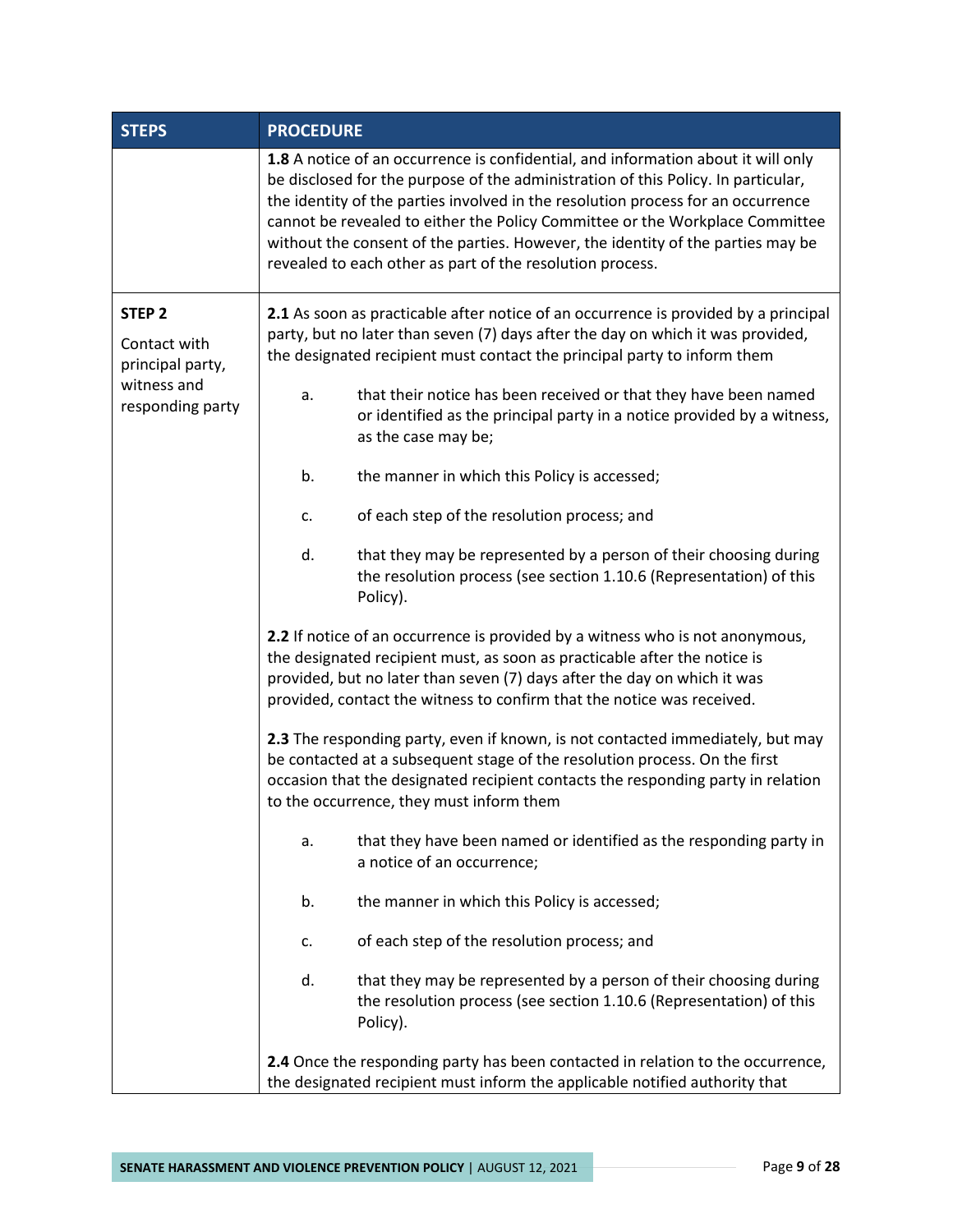| STEPS | PROCEDURE |
|---|---|
| | **1.8** A notice of an occurrence is confidential, and information about it will only be disclosed for the purpose of the administration of this Policy. In particular, the identity of the parties involved in the resolution process for an occurrence cannot be revealed to either the Policy Committee or the Workplace Committee without the consent of the parties. However, the identity of the parties may be revealed to each other as part of the resolution process. |
| **STEP 2**<br><br>Contact with principal party, witness and responding party | **2.1** As soon as practicable after notice of an occurrence is provided by a principal party, but no later than seven (7) days after the day on which it was provided, the designated recipient must contact the principal party to inform them<br><br>a. that their notice has been received or that they have been named or identified as the principal party in a notice provided by a witness, as the case may be;<br><br>b. the manner in which this Policy is accessed;<br><br>c. of each step of the resolution process; and<br><br>d. that they may be represented by a person of their choosing during the resolution process (see section 1.10.6 (Representation) of this Policy).<br><br>**2.2** If notice of an occurrence is provided by a witness who is not anonymous, the designated recipient must, as soon as practicable after the notice is provided, but no later than seven (7) days after the day on which it was provided, contact the witness to confirm that the notice was received.<br><br>**2.3** The responding party, even if known, is not contacted immediately, but may be contacted at a subsequent stage of the resolution process. On the first occasion that the designated recipient contacts the responding party in relation to the occurrence, they must inform them<br><br>a. that they have been named or identified as the responding party in a notice of an occurrence;<br><br>b. the manner in which this Policy is accessed;<br><br>c. of each step of the resolution process; and<br><br>d. that they may be represented by a person of their choosing during the resolution process (see section 1.10.6 (Representation) of this Policy).<br><br>**2.4** Once the responding party has been contacted in relation to the occurrence, the designated recipient must inform the applicable notified authority that |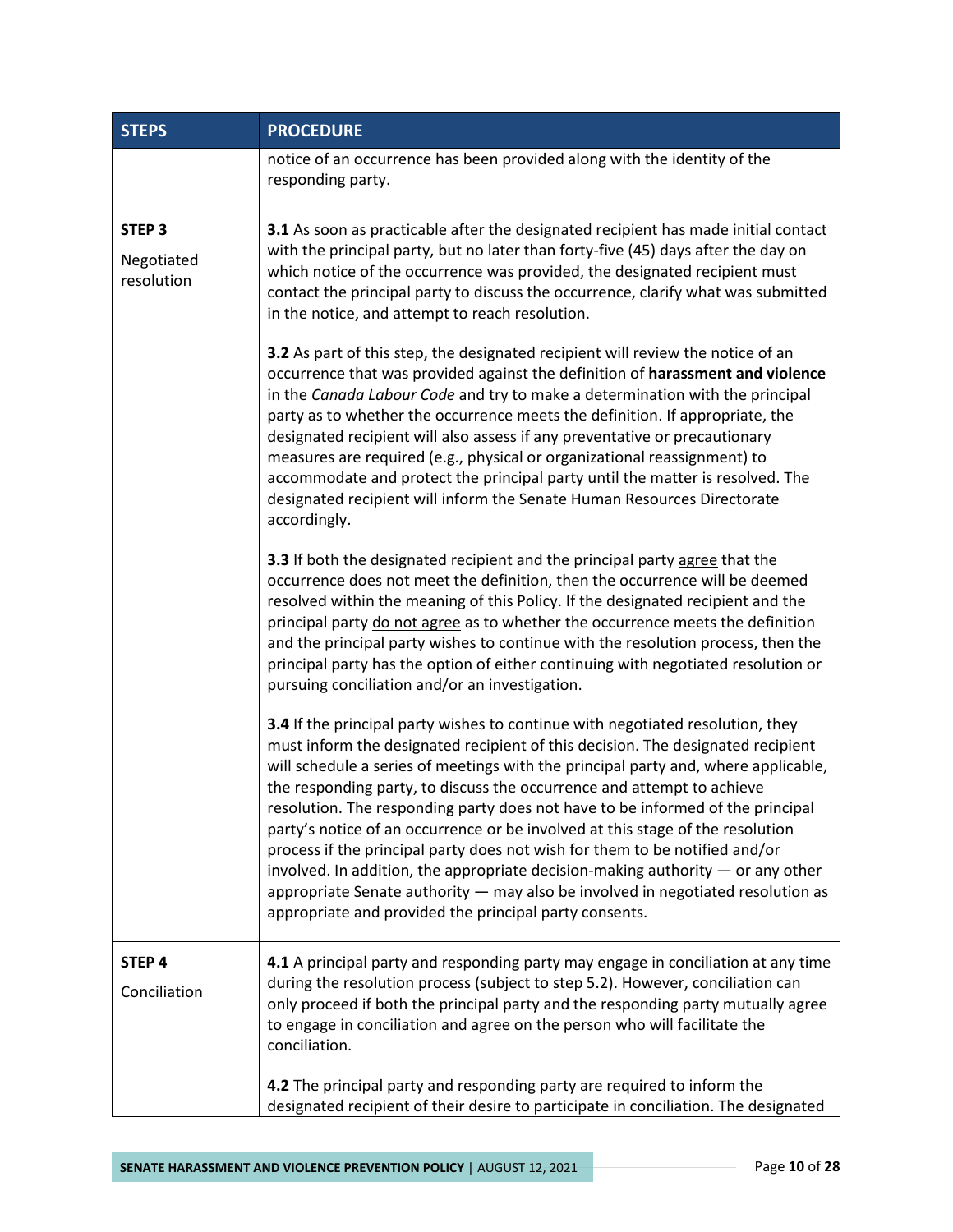| STEPS | PROCEDURE |
|---|---|
| | notice of an occurrence has been provided along with the identity of the responding party. |
| **STEP 3**<br><br>Negotiated resolution | **3.1** As soon as practicable after the designated recipient has made initial contact with the principal party, but no later than forty-five (45) days after the day on which notice of the occurrence was provided, the designated recipient must contact the principal party to discuss the occurrence, clarify what was submitted in the notice, and attempt to reach resolution.<br><br>**3.2** As part of this step, the designated recipient will review the notice of an occurrence that was provided against the definition of **harassment and violence** in the *Canada Labour Code* and try to make a determination with the principal party as to whether the occurrence meets the definition. If appropriate, the designated recipient will also assess if any preventative or precautionary measures are required (e.g., physical or organizational reassignment) to accommodate and protect the principal party until the matter is resolved. The designated recipient will inform the Senate Human Resources Directorate accordingly.<br><br>**3.3** If both the designated recipient and the principal party <u>agree</u> that the occurrence does not meet the definition, then the occurrence will be deemed resolved within the meaning of this Policy. If the designated recipient and the principal party <u>do not agree</u> as to whether the occurrence meets the definition and the principal party wishes to continue with the resolution process, then the principal party has the option of either continuing with negotiated resolution or pursuing conciliation and/or an investigation.<br><br>**3.4** If the principal party wishes to continue with negotiated resolution, they must inform the designated recipient of this decision. The designated recipient will schedule a series of meetings with the principal party and, where applicable, the responding party, to discuss the occurrence and attempt to achieve resolution. The responding party does not have to be informed of the principal party's notice of an occurrence or be involved at this stage of the resolution process if the principal party does not wish for them to be notified and/or involved. In addition, the appropriate decision-making authority — or any other appropriate Senate authority — may also be involved in negotiated resolution as appropriate and provided the principal party consents. |
| **STEP 4**<br><br>Conciliation | **4.1** A principal party and responding party may engage in conciliation at any time during the resolution process (subject to step 5.2). However, conciliation can only proceed if both the principal party and the responding party mutually agree to engage in conciliation and agree on the person who will facilitate the conciliation.<br><br>**4.2** The principal party and responding party are required to inform the designated recipient of their desire to participate in conciliation. The designated |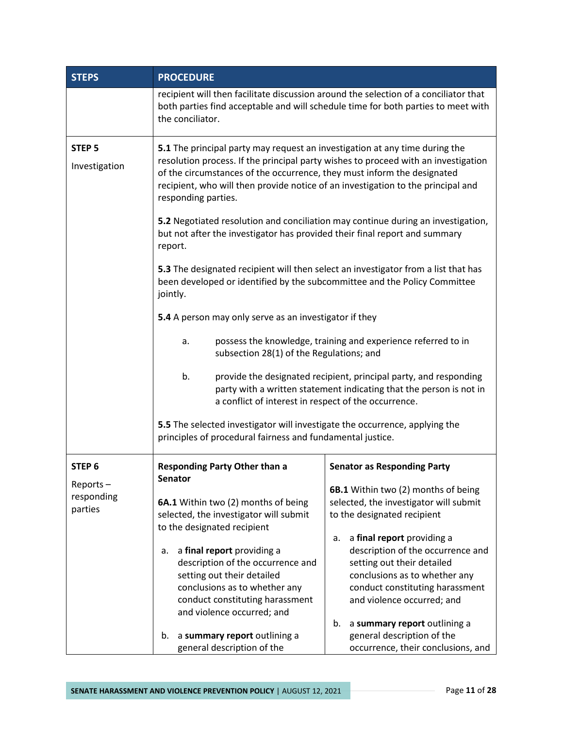| STEPS | PROCEDURE | |
|---|---|---|
| | recipient will then facilitate discussion around the selection of a conciliator that both parties find acceptable and will schedule time for both parties to meet with the conciliator. | |
| **STEP 5**<br><br>Investigation | **5.1** The principal party may request an investigation at any time during the resolution process. If the principal party wishes to proceed with an investigation of the circumstances of the occurrence, they must inform the designated recipient, who will then provide notice of an investigation to the principal and responding parties.<br><br>**5.2** Negotiated resolution and conciliation may continue during an investigation, but not after the investigator has provided their final report and summary report.<br><br>**5.3** The designated recipient will then select an investigator from a list that has been developed or identified by the subcommittee and the Policy Committee jointly.<br><br>**5.4** A person may only serve as an investigator if they<br><br>a. possess the knowledge, training and experience referred to in subsection 28(1) of the Regulations; and<br><br>b. provide the designated recipient, principal party, and responding party with a written statement indicating that the person is not in a conflict of interest in respect of the occurrence.<br><br>**5.5** The selected investigator will investigate the occurrence, applying the principles of procedural fairness and fundamental justice. | |
| **STEP 6**<br><br>Reports – responding parties | **Responding Party Other than a Senator**<br><br>**6A.1** Within two (2) months of being selected, the investigator will submit to the designated recipient<br><br>a. a **final report** providing a description of the occurrence and setting out their detailed conclusions as to whether any conduct constituting harassment and violence occurred; and<br><br>b. a **summary report** outlining a general description of the | **Senator as Responding Party**<br><br>**6B.1** Within two (2) months of being selected, the investigator will submit to the designated recipient<br><br>a. a **final report** providing a description of the occurrence and setting out their detailed conclusions as to whether any conduct constituting harassment and violence occurred; and<br><br>b. a **summary report** outlining a general description of the occurrence, their conclusions, and |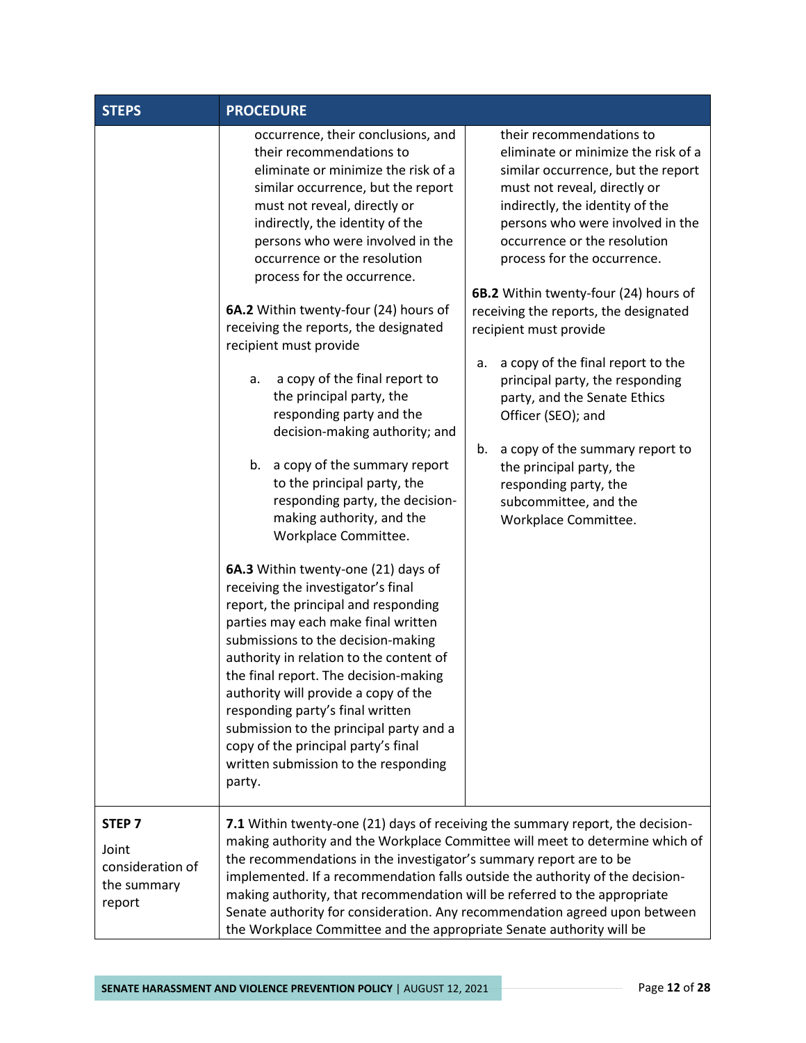| STEPS | PROCEDURE | |
|---|---|---|
| | occurrence, their conclusions, and their recommendations to eliminate or minimize the risk of a similar occurrence, but the report must not reveal, directly or indirectly, the identity of the persons who were involved in the occurrence or the resolution process for the occurrence.<br><br>**6A.2** Within twenty-four (24) hours of receiving the reports, the designated recipient must provide<br><br>a. a copy of the final report to the principal party, the responding party and the decision-making authority; and<br><br>b. a copy of the summary report to the principal party, the responding party, the decision-making authority, and the Workplace Committee.<br><br>**6A.3** Within twenty-one (21) days of receiving the investigator's final report, the principal and responding parties may each make final written submissions to the decision-making authority in relation to the content of the final report. The decision-making authority will provide a copy of the responding party's final written submission to the principal party and a copy of the principal party's final written submission to the responding party. | their recommendations to eliminate or minimize the risk of a similar occurrence, but the report must not reveal, directly or indirectly, the identity of the persons who were involved in the occurrence or the resolution process for the occurrence.<br><br>**6B.2** Within twenty-four (24) hours of receiving the reports, the designated recipient must provide<br><br>a. a copy of the final report to the principal party, the responding party, and the Senate Ethics Officer (SEO); and<br><br>b. a copy of the summary report to the principal party, the responding party, the subcommittee, and the Workplace Committee. |
| **STEP 7**<br><br>Joint consideration of the summary report | **7.1** Within twenty-one (21) days of receiving the summary report, the decision-making authority and the Workplace Committee will meet to determine which of the recommendations in the investigator's summary report are to be implemented. If a recommendation falls outside the authority of the decision-making authority, that recommendation will be referred to the appropriate Senate authority for consideration. Any recommendation agreed upon between the Workplace Committee and the appropriate Senate authority will be | |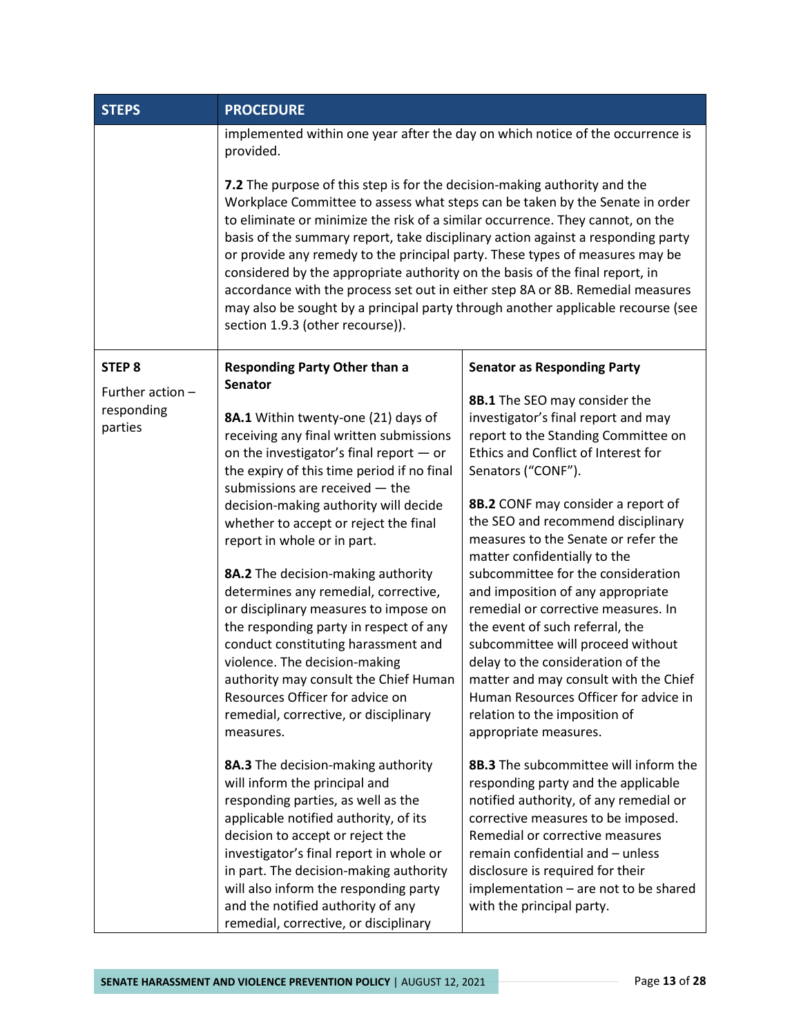| STEPS | PROCEDURE | |
|---|---|---|
| | implemented within one year after the day on which notice of the occurrence is provided.<br><br>**7.2** The purpose of this step is for the decision-making authority and the Workplace Committee to assess what steps can be taken by the Senate in order to eliminate or minimize the risk of a similar occurrence. They cannot, on the basis of the summary report, take disciplinary action against a responding party or provide any remedy to the principal party. These types of measures may be considered by the appropriate authority on the basis of the final report, in accordance with the process set out in either step 8A or 8B. Remedial measures may also be sought by a principal party through another applicable recourse (see section 1.9.3 (other recourse)). | |
| **STEP 8**<br><br>Further action – responding parties | **Responding Party Other than a Senator**<br><br>**8A.1** Within twenty-one (21) days of receiving any final written submissions on the investigator's final report — or the expiry of this time period if no final submissions are received — the decision-making authority will decide whether to accept or reject the final report in whole or in part.<br><br>**8A.2** The decision-making authority determines any remedial, corrective, or disciplinary measures to impose on the responding party in respect of any conduct constituting harassment and violence. The decision-making authority may consult the Chief Human Resources Officer for advice on remedial, corrective, or disciplinary measures.<br><br>**8A.3** The decision-making authority will inform the principal and responding parties, as well as the applicable notified authority, of its decision to accept or reject the investigator's final report in whole or in part. The decision-making authority will also inform the responding party and the notified authority of any remedial, corrective, or disciplinary | **Senator as Responding Party**<br><br>**8B.1** The SEO may consider the investigator's final report and may report to the Standing Committee on Ethics and Conflict of Interest for Senators ("CONF").<br><br>**8B.2** CONF may consider a report of the SEO and recommend disciplinary measures to the Senate or refer the matter confidentially to the subcommittee for the consideration and imposition of any appropriate remedial or corrective measures. In the event of such referral, the subcommittee will proceed without delay to the consideration of the matter and may consult with the Chief Human Resources Officer for advice in relation to the imposition of appropriate measures.<br><br>**8B.3** The subcommittee will inform the responding party and the applicable notified authority, of any remedial or corrective measures to be imposed. Remedial or corrective measures remain confidential and – unless disclosure is required for their implementation – are not to be shared with the principal party. |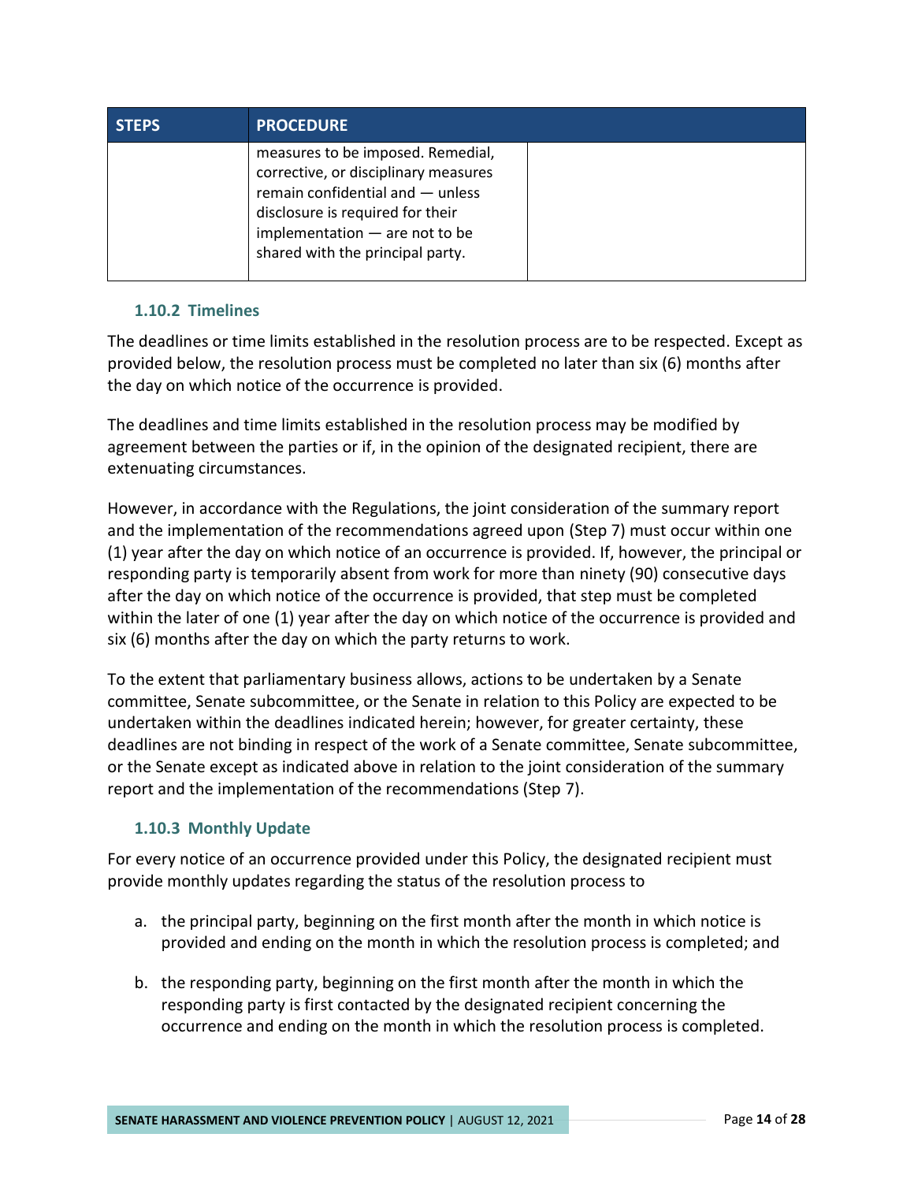| STEPS | PROCEDURE | |
|---|---|---|
| | measures to be imposed. Remedial, corrective, or disciplinary measures remain confidential and — unless disclosure is required for their implementation — are not to be shared with the principal party. | |

### 1.10.2 Timelines

The deadlines or time limits established in the resolution process are to be respected. Except as provided below, the resolution process must be completed no later than six (6) months after the day on which notice of the occurrence is provided.

The deadlines and time limits established in the resolution process may be modified by agreement between the parties or if, in the opinion of the designated recipient, there are extenuating circumstances.

However, in accordance with the Regulations, the joint consideration of the summary report and the implementation of the recommendations agreed upon (Step 7) must occur within one (1) year after the day on which notice of an occurrence is provided. If, however, the principal or responding party is temporarily absent from work for more than ninety (90) consecutive days after the day on which notice of the occurrence is provided, that step must be completed within the later of one (1) year after the day on which notice of the occurrence is provided and six (6) months after the day on which the party returns to work.

To the extent that parliamentary business allows, actions to be undertaken by a Senate committee, Senate subcommittee, or the Senate in relation to this Policy are expected to be undertaken within the deadlines indicated herein; however, for greater certainty, these deadlines are not binding in respect of the work of a Senate committee, Senate subcommittee, or the Senate except as indicated above in relation to the joint consideration of the summary report and the implementation of the recommendations (Step 7).

### 1.10.3 Monthly Update

For every notice of an occurrence provided under this Policy, the designated recipient must provide monthly updates regarding the status of the resolution process to

a. the principal party, beginning on the first month after the month in which notice is provided and ending on the month in which the resolution process is completed; and

b. the responding party, beginning on the first month after the month in which the responding party is first contacted by the designated recipient concerning the occurrence and ending on the month in which the resolution process is completed.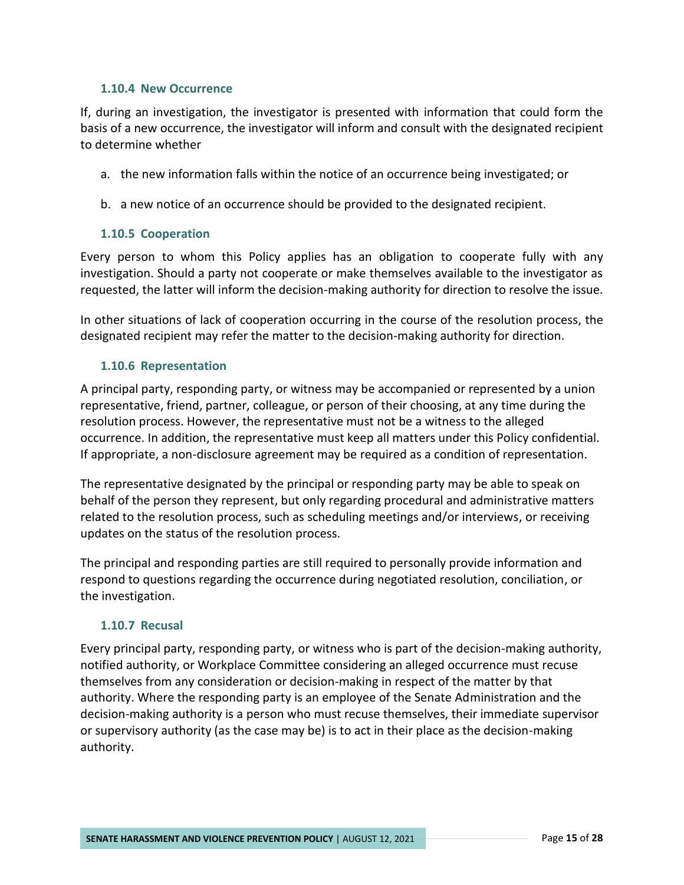#### 1.10.4 New Occurrence

If, during an investigation, the investigator is presented with information that could form the basis of a new occurrence, the investigator will inform and consult with the designated recipient to determine whether

a. the new information falls within the notice of an occurrence being investigated; or

b. a new notice of an occurrence should be provided to the designated recipient.

#### 1.10.5 Cooperation

Every person to whom this Policy applies has an obligation to cooperate fully with any investigation. Should a party not cooperate or make themselves available to the investigator as requested, the latter will inform the decision-making authority for direction to resolve the issue.

In other situations of lack of cooperation occurring in the course of the resolution process, the designated recipient may refer the matter to the decision-making authority for direction.

#### 1.10.6 Representation

A principal party, responding party, or witness may be accompanied or represented by a union representative, friend, partner, colleague, or person of their choosing, at any time during the resolution process. However, the representative must not be a witness to the alleged occurrence. In addition, the representative must keep all matters under this Policy confidential. If appropriate, a non-disclosure agreement may be required as a condition of representation.

The representative designated by the principal or responding party may be able to speak on behalf of the person they represent, but only regarding procedural and administrative matters related to the resolution process, such as scheduling meetings and/or interviews, or receiving updates on the status of the resolution process.

The principal and responding parties are still required to personally provide information and respond to questions regarding the occurrence during negotiated resolution, conciliation, or the investigation.

#### 1.10.7 Recusal

Every principal party, responding party, or witness who is part of the decision-making authority, notified authority, or Workplace Committee considering an alleged occurrence must recuse themselves from any consideration or decision-making in respect of the matter by that authority. Where the responding party is an employee of the Senate Administration and the decision-making authority is a person who must recuse themselves, their immediate supervisor or supervisory authority (as the case may be) is to act in their place as the decision-making authority.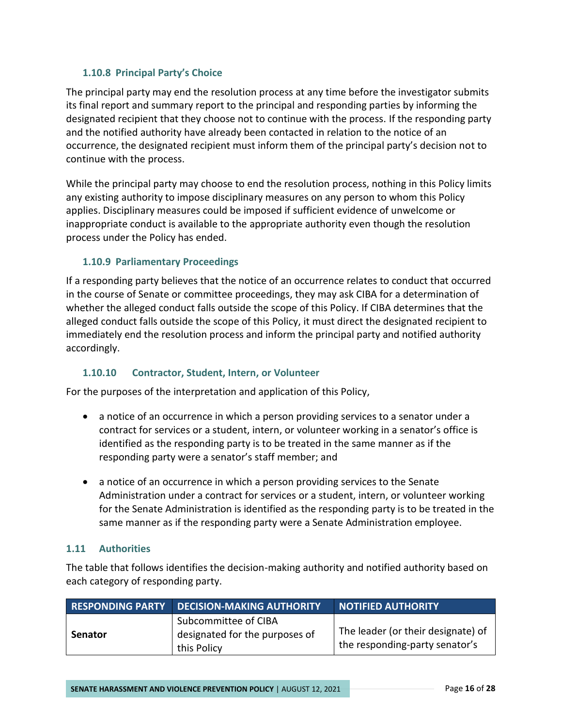#### 1.10.8 Principal Party's Choice

The principal party may end the resolution process at any time before the investigator submits its final report and summary report to the principal and responding parties by informing the designated recipient that they choose not to continue with the process. If the responding party and the notified authority have already been contacted in relation to the notice of an occurrence, the designated recipient must inform them of the principal party's decision not to continue with the process.

While the principal party may choose to end the resolution process, nothing in this Policy limits any existing authority to impose disciplinary measures on any person to whom this Policy applies. Disciplinary measures could be imposed if sufficient evidence of unwelcome or inappropriate conduct is available to the appropriate authority even though the resolution process under the Policy has ended.

#### 1.10.9 Parliamentary Proceedings

If a responding party believes that the notice of an occurrence relates to conduct that occurred in the course of Senate or committee proceedings, they may ask CIBA for a determination of whether the alleged conduct falls outside the scope of this Policy. If CIBA determines that the alleged conduct falls outside the scope of this Policy, it must direct the designated recipient to immediately end the resolution process and inform the principal party and notified authority accordingly.

#### 1.10.10 Contractor, Student, Intern, or Volunteer

For the purposes of the interpretation and application of this Policy,

- a notice of an occurrence in which a person providing services to a senator under a contract for services or a student, intern, or volunteer working in a senator's office is identified as the responding party is to be treated in the same manner as if the responding party were a senator's staff member; and
- a notice of an occurrence in which a person providing services to the Senate Administration under a contract for services or a student, intern, or volunteer working for the Senate Administration is identified as the responding party is to be treated in the same manner as if the responding party were a Senate Administration employee.

### 1.11 Authorities

The table that follows identifies the decision-making authority and notified authority based on each category of responding party.

| RESPONDING PARTY | DECISION-MAKING AUTHORITY | NOTIFIED AUTHORITY |
|---|---|---|
| **Senator** | Subcommittee of CIBA designated for the purposes of this Policy | The leader (or their designate) of the responding-party senator's |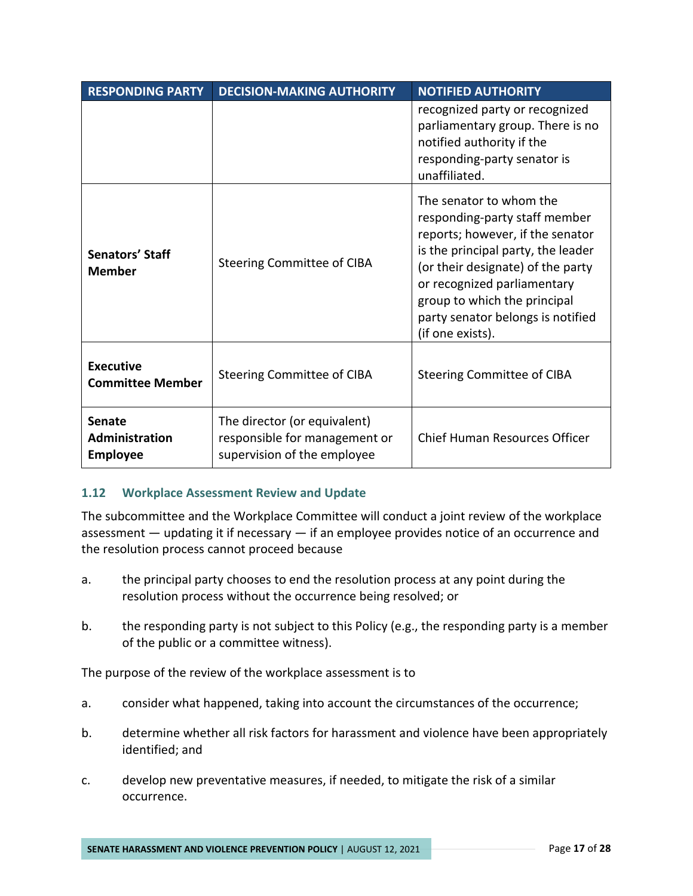| RESPONDING PARTY | DECISION-MAKING AUTHORITY | NOTIFIED AUTHORITY |
|---|---|---|
| | | recognized party or recognized parliamentary group. There is no notified authority if the responding-party senator is unaffiliated. |
| **Senators' Staff Member** | Steering Committee of CIBA | The senator to whom the responding-party staff member reports; however, if the senator is the principal party, the leader (or their designate) of the party or recognized parliamentary group to which the principal party senator belongs is notified (if one exists). |
| **Executive Committee Member** | Steering Committee of CIBA | Steering Committee of CIBA |
| **Senate Administration Employee** | The director (or equivalent) responsible for management or supervision of the employee | Chief Human Resources Officer |

### 1.12 Workplace Assessment Review and Update

The subcommittee and the Workplace Committee will conduct a joint review of the workplace assessment — updating it if necessary — if an employee provides notice of an occurrence and the resolution process cannot proceed because

a. the principal party chooses to end the resolution process at any point during the resolution process without the occurrence being resolved; or

b. the responding party is not subject to this Policy (e.g., the responding party is a member of the public or a committee witness).

The purpose of the review of the workplace assessment is to

a. consider what happened, taking into account the circumstances of the occurrence;

b. determine whether all risk factors for harassment and violence have been appropriately identified; and

c. develop new preventative measures, if needed, to mitigate the risk of a similar occurrence.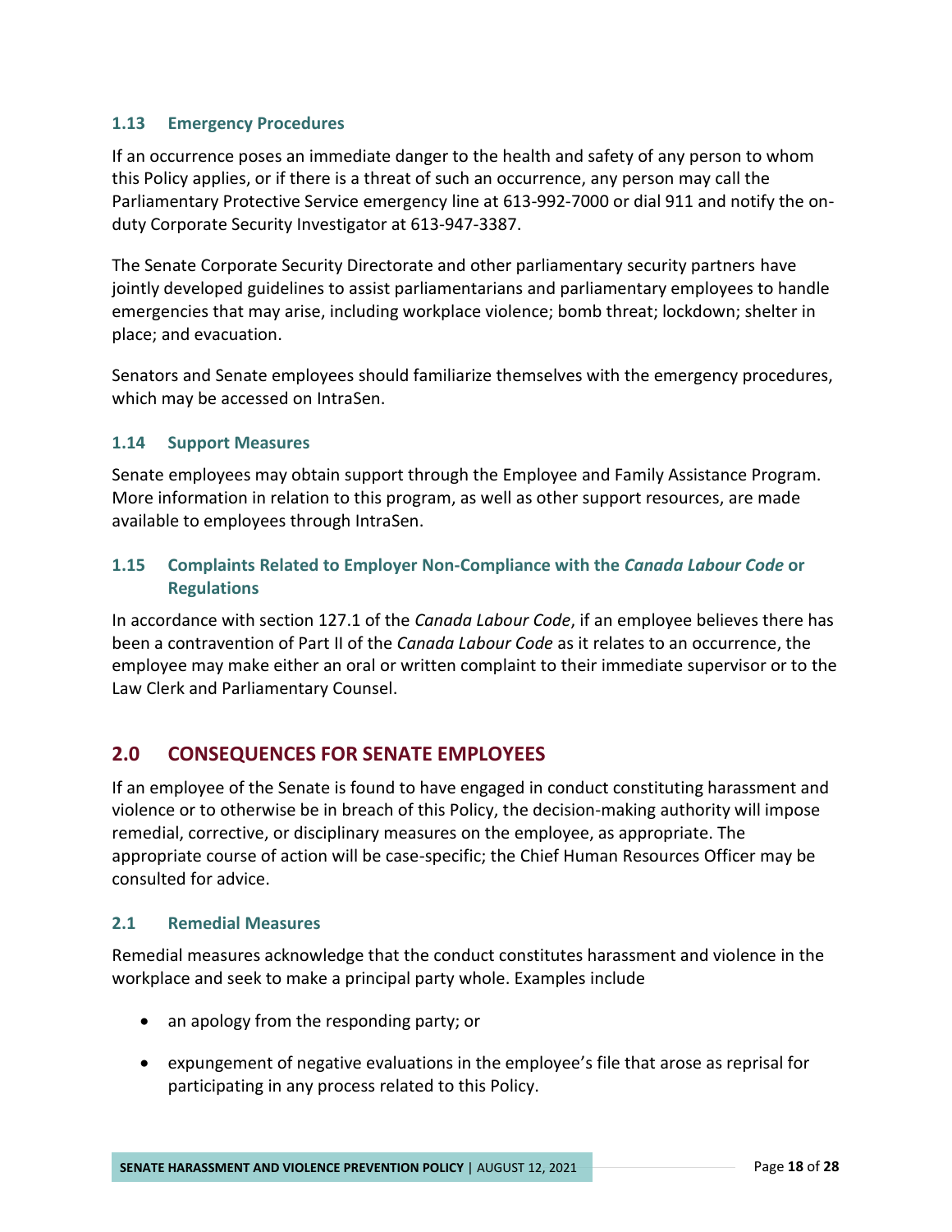### 1.13 Emergency Procedures

If an occurrence poses an immediate danger to the health and safety of any person to whom this Policy applies, or if there is a threat of such an occurrence, any person may call the Parliamentary Protective Service emergency line at 613-992-7000 or dial 911 and notify the on-duty Corporate Security Investigator at 613-947-3387.

The Senate Corporate Security Directorate and other parliamentary security partners have jointly developed guidelines to assist parliamentarians and parliamentary employees to handle emergencies that may arise, including workplace violence; bomb threat; lockdown; shelter in place; and evacuation.

Senators and Senate employees should familiarize themselves with the emergency procedures, which may be accessed on IntraSen.

### 1.14 Support Measures

Senate employees may obtain support through the Employee and Family Assistance Program. More information in relation to this program, as well as other support resources, are made available to employees through IntraSen.

### 1.15 Complaints Related to Employer Non-Compliance with the *Canada Labour Code* or Regulations

In accordance with section 127.1 of the *Canada Labour Code*, if an employee believes there has been a contravention of Part II of the *Canada Labour Code* as it relates to an occurrence, the employee may make either an oral or written complaint to their immediate supervisor or to the Law Clerk and Parliamentary Counsel.

## 2.0 CONSEQUENCES FOR SENATE EMPLOYEES

If an employee of the Senate is found to have engaged in conduct constituting harassment and violence or to otherwise be in breach of this Policy, the decision-making authority will impose remedial, corrective, or disciplinary measures on the employee, as appropriate. The appropriate course of action will be case-specific; the Chief Human Resources Officer may be consulted for advice.

### 2.1 Remedial Measures

Remedial measures acknowledge that the conduct constitutes harassment and violence in the workplace and seek to make a principal party whole. Examples include

- an apology from the responding party; or
- expungement of negative evaluations in the employee's file that arose as reprisal for participating in any process related to this Policy.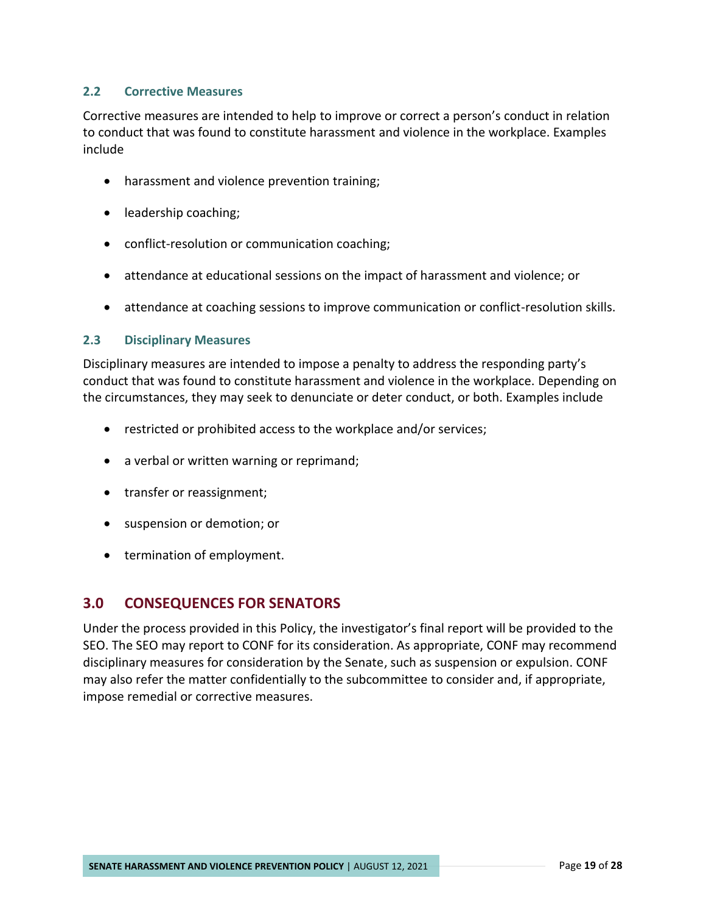### 2.2 Corrective Measures

Corrective measures are intended to help to improve or correct a person's conduct in relation to conduct that was found to constitute harassment and violence in the workplace. Examples include

- harassment and violence prevention training;
- leadership coaching;
- conflict-resolution or communication coaching;
- attendance at educational sessions on the impact of harassment and violence; or
- attendance at coaching sessions to improve communication or conflict-resolution skills.

### 2.3 Disciplinary Measures

Disciplinary measures are intended to impose a penalty to address the responding party's conduct that was found to constitute harassment and violence in the workplace. Depending on the circumstances, they may seek to denunciate or deter conduct, or both. Examples include

- restricted or prohibited access to the workplace and/or services;
- a verbal or written warning or reprimand;
- transfer or reassignment;
- suspension or demotion; or
- termination of employment.

## 3.0 CONSEQUENCES FOR SENATORS

Under the process provided in this Policy, the investigator's final report will be provided to the SEO. The SEO may report to CONF for its consideration. As appropriate, CONF may recommend disciplinary measures for consideration by the Senate, such as suspension or expulsion. CONF may also refer the matter confidentially to the subcommittee to consider and, if appropriate, impose remedial or corrective measures.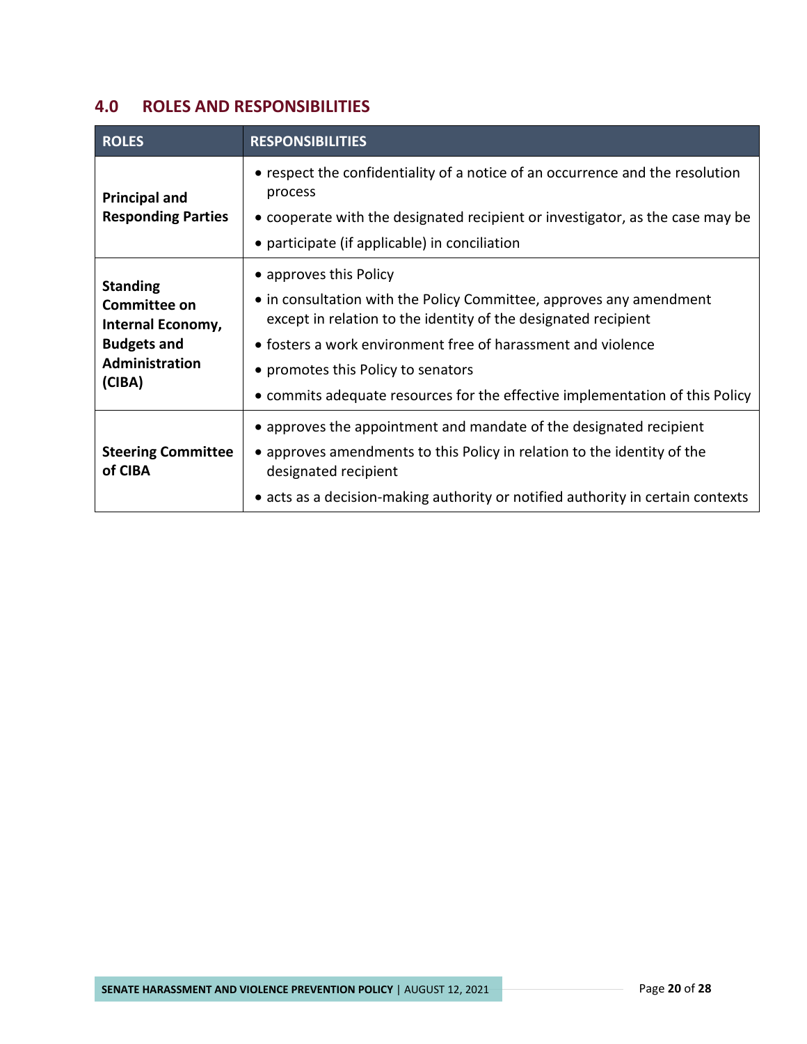## 4.0 ROLES AND RESPONSIBILITIES

| ROLES | RESPONSIBILITIES |
| --- | --- |
| **Principal and Responding Parties** | • respect the confidentiality of a notice of an occurrence and the resolution process<br>• cooperate with the designated recipient or investigator, as the case may be<br>• participate (if applicable) in conciliation |
| **Standing Committee on Internal Economy, Budgets and Administration (CIBA)** | • approves this Policy<br>• in consultation with the Policy Committee, approves any amendment except in relation to the identity of the designated recipient<br>• fosters a work environment free of harassment and violence<br>• promotes this Policy to senators<br>• commits adequate resources for the effective implementation of this Policy |
| **Steering Committee of CIBA** | • approves the appointment and mandate of the designated recipient<br>• approves amendments to this Policy in relation to the identity of the designated recipient<br>• acts as a decision-making authority or notified authority in certain contexts |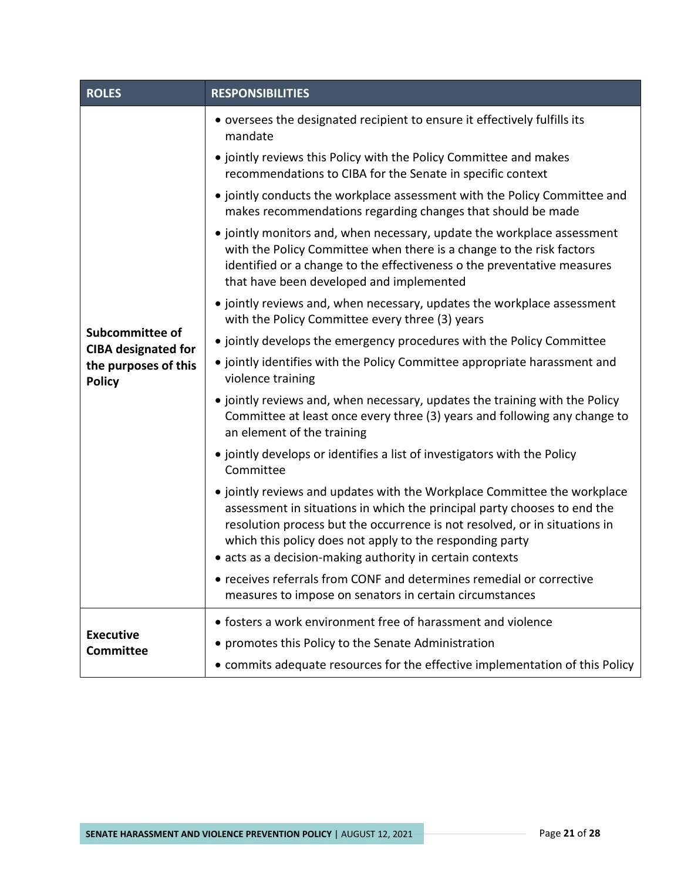| ROLES | RESPONSIBILITIES |
|---|---|
| **Subcommittee of CIBA designated for the purposes of this Policy** | • oversees the designated recipient to ensure it effectively fulfills its mandate<br>• jointly reviews this Policy with the Policy Committee and makes recommendations to CIBA for the Senate in specific context<br>• jointly conducts the workplace assessment with the Policy Committee and makes recommendations regarding changes that should be made<br>• jointly monitors and, when necessary, update the workplace assessment with the Policy Committee when there is a change to the risk factors identified or a change to the effectiveness o the preventative measures that have been developed and implemented<br>• jointly reviews and, when necessary, updates the workplace assessment with the Policy Committee every three (3) years<br>• jointly develops the emergency procedures with the Policy Committee<br>• jointly identifies with the Policy Committee appropriate harassment and violence training<br>• jointly reviews and, when necessary, updates the training with the Policy Committee at least once every three (3) years and following any change to an element of the training<br>• jointly develops or identifies a list of investigators with the Policy Committee<br>• jointly reviews and updates with the Workplace Committee the workplace assessment in situations in which the principal party chooses to end the resolution process but the occurrence is not resolved, or in situations in which this policy does not apply to the responding party<br>• acts as a decision-making authority in certain contexts<br>• receives referrals from CONF and determines remedial or corrective measures to impose on senators in certain circumstances |
| **Executive Committee** | • fosters a work environment free of harassment and violence<br>• promotes this Policy to the Senate Administration<br>• commits adequate resources for the effective implementation of this Policy |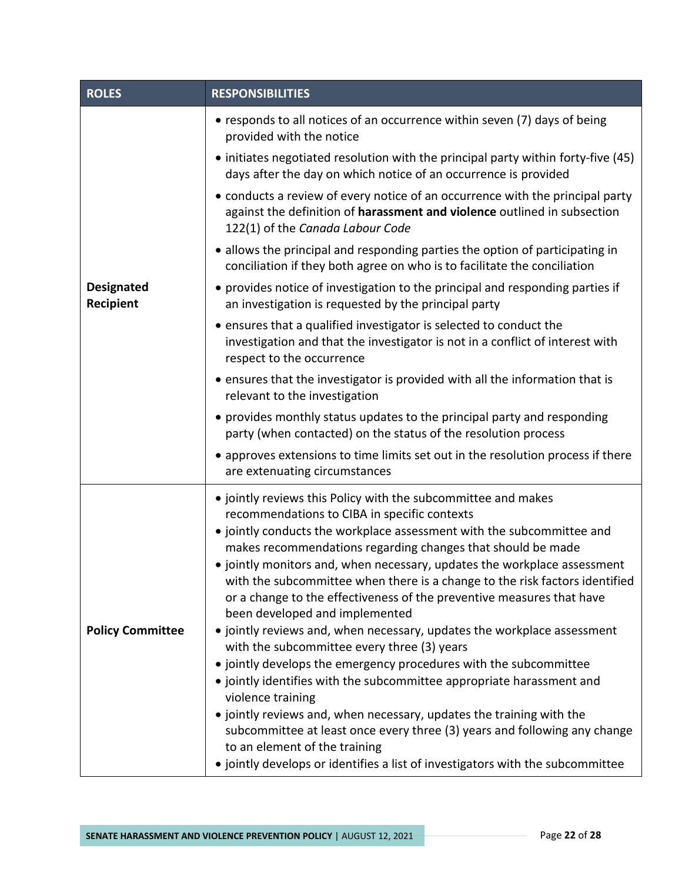| ROLES | RESPONSIBILITIES |
|---|---|
| **Designated Recipient** | • responds to all notices of an occurrence within seven (7) days of being provided with the notice<br>• initiates negotiated resolution with the principal party within forty-five (45) days after the day on which notice of an occurrence is provided<br>• conducts a review of every notice of an occurrence with the principal party against the definition of **harassment and violence** outlined in subsection 122(1) of the *Canada Labour Code*<br>• allows the principal and responding parties the option of participating in conciliation if they both agree on who is to facilitate the conciliation<br>• provides notice of investigation to the principal and responding parties if an investigation is requested by the principal party<br>• ensures that a qualified investigator is selected to conduct the investigation and that the investigator is not in a conflict of interest with respect to the occurrence<br>• ensures that the investigator is provided with all the information that is relevant to the investigation<br>• provides monthly status updates to the principal party and responding party (when contacted) on the status of the resolution process<br>• approves extensions to time limits set out in the resolution process if there are extenuating circumstances |
| **Policy Committee** | • jointly reviews this Policy with the subcommittee and makes recommendations to CIBA in specific contexts<br>• jointly conducts the workplace assessment with the subcommittee and makes recommendations regarding changes that should be made<br>• jointly monitors and, when necessary, updates the workplace assessment with the subcommittee when there is a change to the risk factors identified or a change to the effectiveness of the preventive measures that have been developed and implemented<br>• jointly reviews and, when necessary, updates the workplace assessment with the subcommittee every three (3) years<br>• jointly develops the emergency procedures with the subcommittee<br>• jointly identifies with the subcommittee appropriate harassment and violence training<br>• jointly reviews and, when necessary, updates the training with the subcommittee at least once every three (3) years and following any change to an element of the training<br>• jointly develops or identifies a list of investigators with the subcommittee |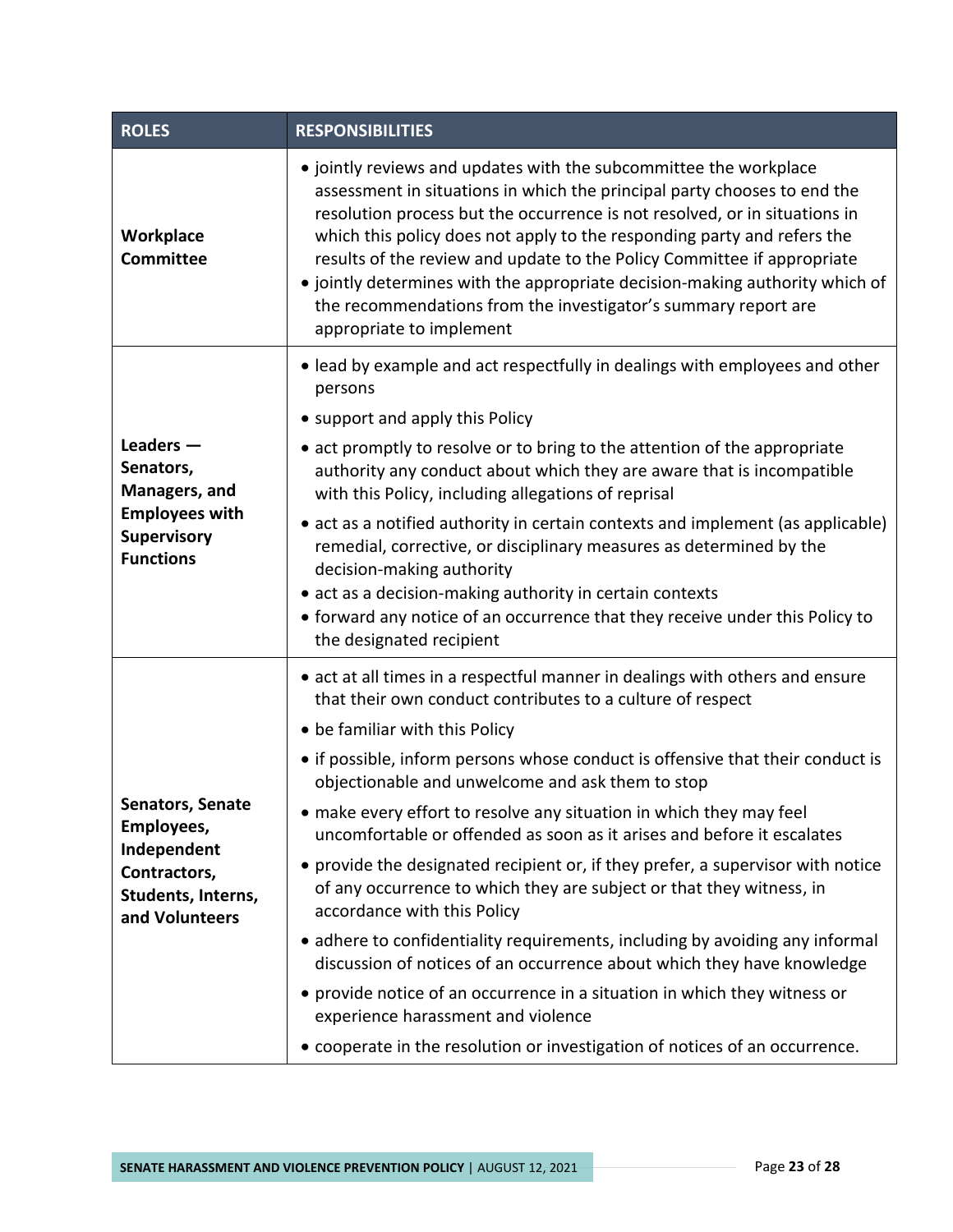| ROLES | RESPONSIBILITIES |
| --- | --- |
| **Workplace Committee** | • jointly reviews and updates with the subcommittee the workplace assessment in situations in which the principal party chooses to end the resolution process but the occurrence is not resolved, or in situations in which this policy does not apply to the responding party and refers the results of the review and update to the Policy Committee if appropriate<br>• jointly determines with the appropriate decision-making authority which of the recommendations from the investigator's summary report are appropriate to implement |
| **Leaders — Senators, Managers, and Employees with Supervisory Functions** | • lead by example and act respectfully in dealings with employees and other persons<br>• support and apply this Policy<br>• act promptly to resolve or to bring to the attention of the appropriate authority any conduct about which they are aware that is incompatible with this Policy, including allegations of reprisal<br>• act as a notified authority in certain contexts and implement (as applicable) remedial, corrective, or disciplinary measures as determined by the decision-making authority<br>• act as a decision-making authority in certain contexts<br>• forward any notice of an occurrence that they receive under this Policy to the designated recipient |
| **Senators, Senate Employees, Independent Contractors, Students, Interns, and Volunteers** | • act at all times in a respectful manner in dealings with others and ensure that their own conduct contributes to a culture of respect<br>• be familiar with this Policy<br>• if possible, inform persons whose conduct is offensive that their conduct is objectionable and unwelcome and ask them to stop<br>• make every effort to resolve any situation in which they may feel uncomfortable or offended as soon as it arises and before it escalates<br>• provide the designated recipient or, if they prefer, a supervisor with notice of any occurrence to which they are subject or that they witness, in accordance with this Policy<br>• adhere to confidentiality requirements, including by avoiding any informal discussion of notices of an occurrence about which they have knowledge<br>• provide notice of an occurrence in a situation in which they witness or experience harassment and violence<br>• cooperate in the resolution or investigation of notices of an occurrence. |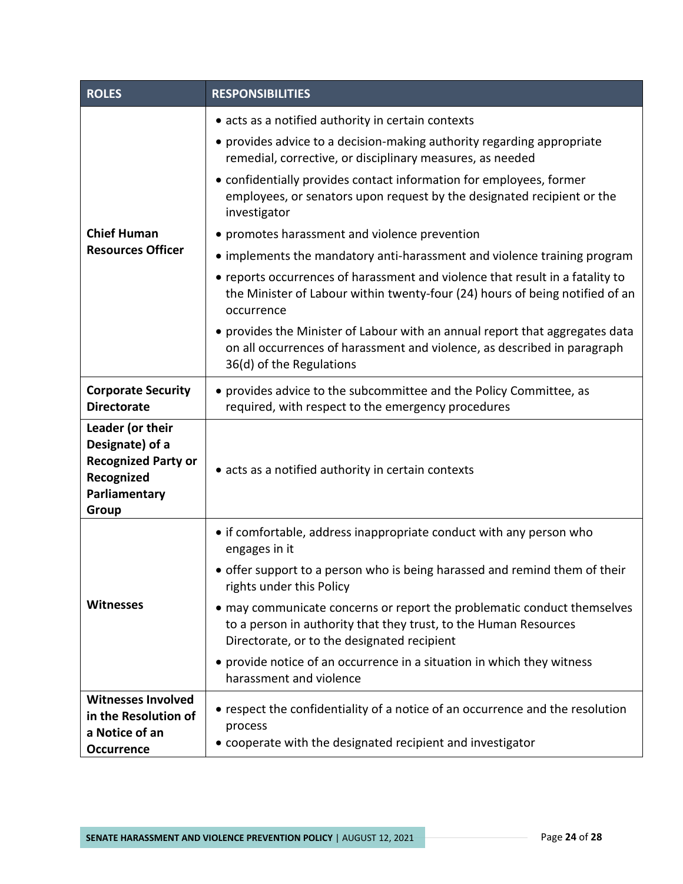| ROLES | RESPONSIBILITIES |
|---|---|
| **Chief Human Resources Officer** | • acts as a notified authority in certain contexts<br>• provides advice to a decision-making authority regarding appropriate remedial, corrective, or disciplinary measures, as needed<br>• confidentially provides contact information for employees, former employees, or senators upon request by the designated recipient or the investigator<br>• promotes harassment and violence prevention<br>• implements the mandatory anti-harassment and violence training program<br>• reports occurrences of harassment and violence that result in a fatality to the Minister of Labour within twenty-four (24) hours of being notified of an occurrence<br>• provides the Minister of Labour with an annual report that aggregates data on all occurrences of harassment and violence, as described in paragraph 36(d) of the Regulations |
| **Corporate Security Directorate** | • provides advice to the subcommittee and the Policy Committee, as required, with respect to the emergency procedures |
| **Leader (or their Designate) of a Recognized Party or Recognized Parliamentary Group** | • acts as a notified authority in certain contexts |
| **Witnesses** | • if comfortable, address inappropriate conduct with any person who engages in it<br>• offer support to a person who is being harassed and remind them of their rights under this Policy<br>• may communicate concerns or report the problematic conduct themselves to a person in authority that they trust, to the Human Resources Directorate, or to the designated recipient<br>• provide notice of an occurrence in a situation in which they witness harassment and violence |
| **Witnesses Involved in the Resolution of a Notice of an Occurrence** | • respect the confidentiality of a notice of an occurrence and the resolution process<br>• cooperate with the designated recipient and investigator |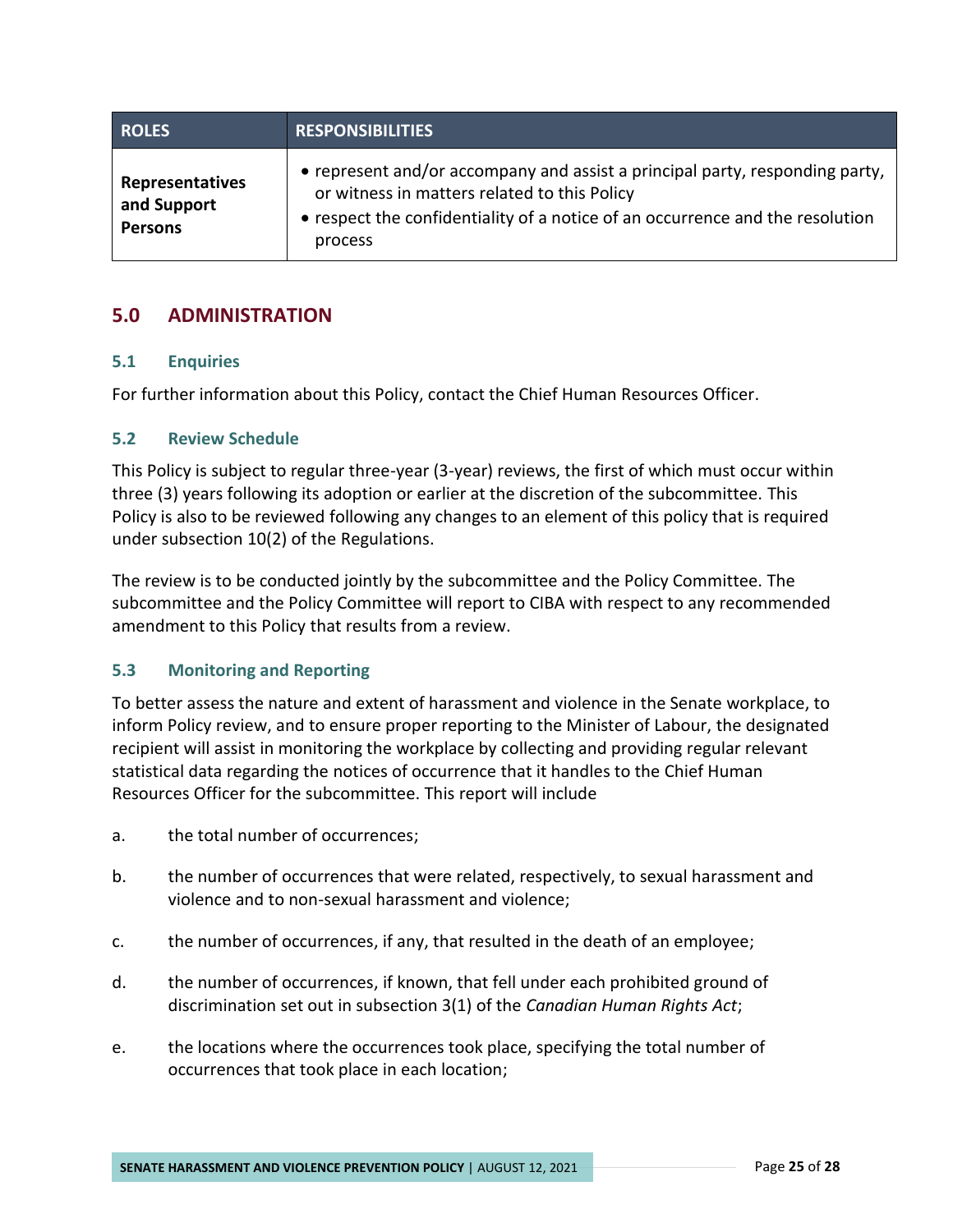| ROLES | RESPONSIBILITIES |
| --- | --- |
| **Representatives and Support Persons** | • represent and/or accompany and assist a principal party, responding party, or witness in matters related to this Policy<br>• respect the confidentiality of a notice of an occurrence and the resolution process |

## 5.0 ADMINISTRATION

### 5.1 Enquiries

For further information about this Policy, contact the Chief Human Resources Officer.

### 5.2 Review Schedule

This Policy is subject to regular three-year (3-year) reviews, the first of which must occur within three (3) years following its adoption or earlier at the discretion of the subcommittee. This Policy is also to be reviewed following any changes to an element of this policy that is required under subsection 10(2) of the Regulations.

The review is to be conducted jointly by the subcommittee and the Policy Committee. The subcommittee and the Policy Committee will report to CIBA with respect to any recommended amendment to this Policy that results from a review.

### 5.3 Monitoring and Reporting

To better assess the nature and extent of harassment and violence in the Senate workplace, to inform Policy review, and to ensure proper reporting to the Minister of Labour, the designated recipient will assist in monitoring the workplace by collecting and providing regular relevant statistical data regarding the notices of occurrence that it handles to the Chief Human Resources Officer for the subcommittee. This report will include

a. the total number of occurrences;

b. the number of occurrences that were related, respectively, to sexual harassment and violence and to non-sexual harassment and violence;

c. the number of occurrences, if any, that resulted in the death of an employee;

d. the number of occurrences, if known, that fell under each prohibited ground of discrimination set out in subsection 3(1) of the *Canadian Human Rights Act*;

e. the locations where the occurrences took place, specifying the total number of occurrences that took place in each location;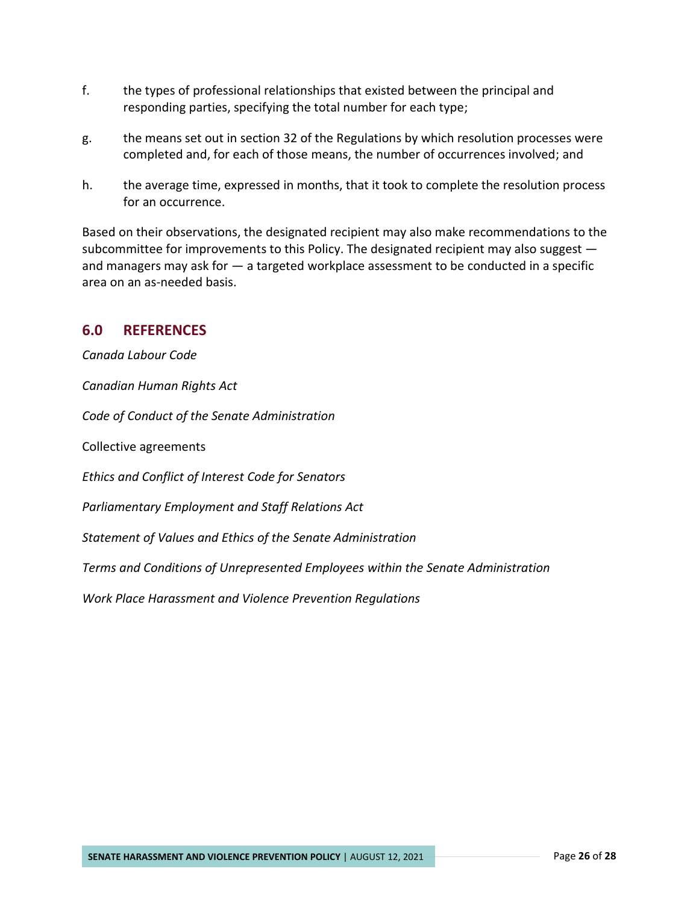f. the types of professional relationships that existed between the principal and responding parties, specifying the total number for each type;

g. the means set out in section 32 of the Regulations by which resolution processes were completed and, for each of those means, the number of occurrences involved; and

h. the average time, expressed in months, that it took to complete the resolution process for an occurrence.

Based on their observations, the designated recipient may also make recommendations to the subcommittee for improvements to this Policy. The designated recipient may also suggest — and managers may ask for — a targeted workplace assessment to be conducted in a specific area on an as-needed basis.

## 6.0 REFERENCES

*Canada Labour Code*

*Canadian Human Rights Act*

*Code of Conduct of the Senate Administration*

Collective agreements

*Ethics and Conflict of Interest Code for Senators*

*Parliamentary Employment and Staff Relations Act*

*Statement of Values and Ethics of the Senate Administration*

*Terms and Conditions of Unrepresented Employees within the Senate Administration*

*Work Place Harassment and Violence Prevention Regulations*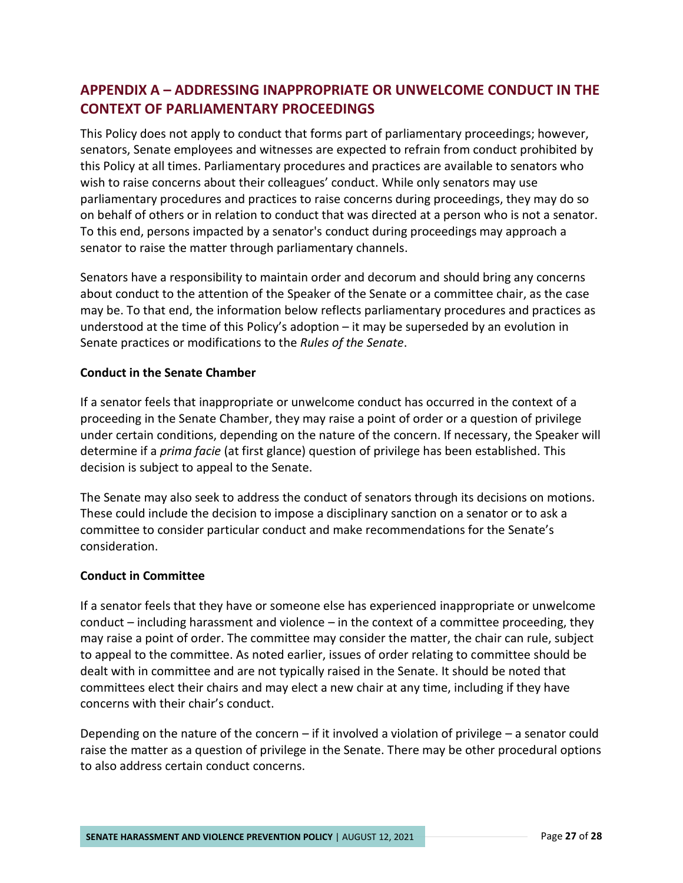## APPENDIX A – ADDRESSING INAPPROPRIATE OR UNWELCOME CONDUCT IN THE CONTEXT OF PARLIAMENTARY PROCEEDINGS

This Policy does not apply to conduct that forms part of parliamentary proceedings; however, senators, Senate employees and witnesses are expected to refrain from conduct prohibited by this Policy at all times. Parliamentary procedures and practices are available to senators who wish to raise concerns about their colleagues' conduct. While only senators may use parliamentary procedures and practices to raise concerns during proceedings, they may do so on behalf of others or in relation to conduct that was directed at a person who is not a senator. To this end, persons impacted by a senator's conduct during proceedings may approach a senator to raise the matter through parliamentary channels.

Senators have a responsibility to maintain order and decorum and should bring any concerns about conduct to the attention of the Speaker of the Senate or a committee chair, as the case may be. To that end, the information below reflects parliamentary procedures and practices as understood at the time of this Policy's adoption – it may be superseded by an evolution in Senate practices or modifications to the *Rules of the Senate*.

**Conduct in the Senate Chamber**

If a senator feels that inappropriate or unwelcome conduct has occurred in the context of a proceeding in the Senate Chamber, they may raise a point of order or a question of privilege under certain conditions, depending on the nature of the concern. If necessary, the Speaker will determine if a *prima facie* (at first glance) question of privilege has been established. This decision is subject to appeal to the Senate.

The Senate may also seek to address the conduct of senators through its decisions on motions. These could include the decision to impose a disciplinary sanction on a senator or to ask a committee to consider particular conduct and make recommendations for the Senate's consideration.

**Conduct in Committee**

If a senator feels that they have or someone else has experienced inappropriate or unwelcome conduct – including harassment and violence – in the context of a committee proceeding, they may raise a point of order. The committee may consider the matter, the chair can rule, subject to appeal to the committee. As noted earlier, issues of order relating to committee should be dealt with in committee and are not typically raised in the Senate. It should be noted that committees elect their chairs and may elect a new chair at any time, including if they have concerns with their chair's conduct.

Depending on the nature of the concern – if it involved a violation of privilege – a senator could raise the matter as a question of privilege in the Senate. There may be other procedural options to also address certain conduct concerns.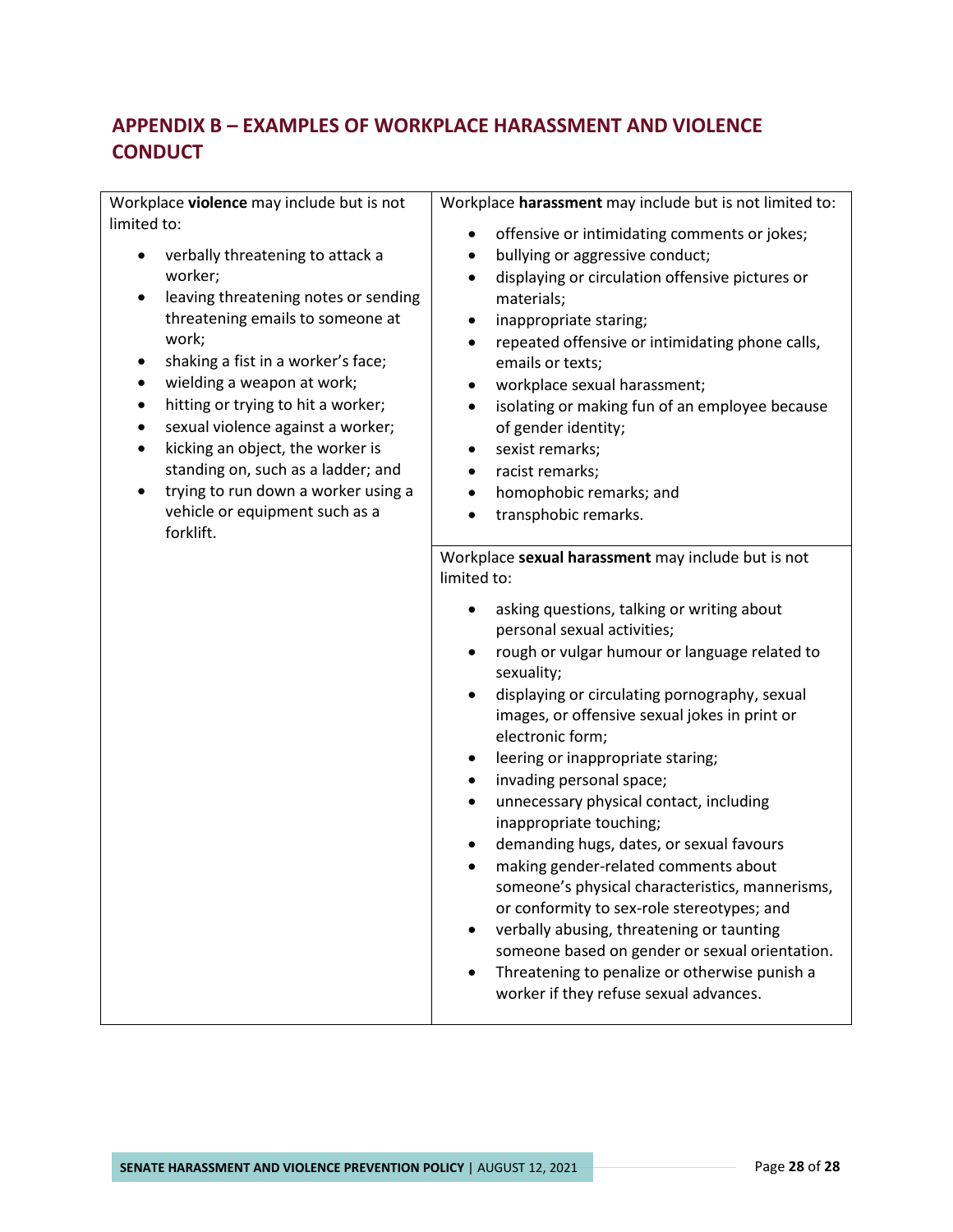## APPENDIX B – EXAMPLES OF WORKPLACE HARASSMENT AND VIOLENCE CONDUCT

| | |
|---|---|
| Workplace **violence** may include but is not limited to:<br><ul><li>verbally threatening to attack a worker;</li><li>leaving threatening notes or sending threatening emails to someone at work;</li><li>shaking a fist in a worker's face;</li><li>wielding a weapon at work;</li><li>hitting or trying to hit a worker;</li><li>sexual violence against a worker;</li><li>kicking an object, the worker is standing on, such as a ladder; and</li><li>trying to run down a worker using a vehicle or equipment such as a forklift.</li></ul> | Workplace **harassment** may include but is not limited to:<br><ul><li>offensive or intimidating comments or jokes;</li><li>bullying or aggressive conduct;</li><li>displaying or circulation offensive pictures or materials;</li><li>inappropriate staring;</li><li>repeated offensive or intimidating phone calls, emails or texts;</li><li>workplace sexual harassment;</li><li>isolating or making fun of an employee because of gender identity;</li><li>sexist remarks;</li><li>racist remarks;</li><li>homophobic remarks; and</li><li>transphobic remarks.</li></ul> |
| | Workplace **sexual harassment** may include but is not limited to:<br><ul><li>asking questions, talking or writing about personal sexual activities;</li><li>rough or vulgar humour or language related to sexuality;</li><li>displaying or circulating pornography, sexual images, or offensive sexual jokes in print or electronic form;</li><li>leering or inappropriate staring;</li><li>invading personal space;</li><li>unnecessary physical contact, including inappropriate touching;</li><li>demanding hugs, dates, or sexual favours</li><li>making gender-related comments about someone's physical characteristics, mannerisms, or conformity to sex-role stereotypes; and</li><li>verbally abusing, threatening or taunting someone based on gender or sexual orientation.</li><li>Threatening to penalize or otherwise punish a worker if they refuse sexual advances.</li></ul> |